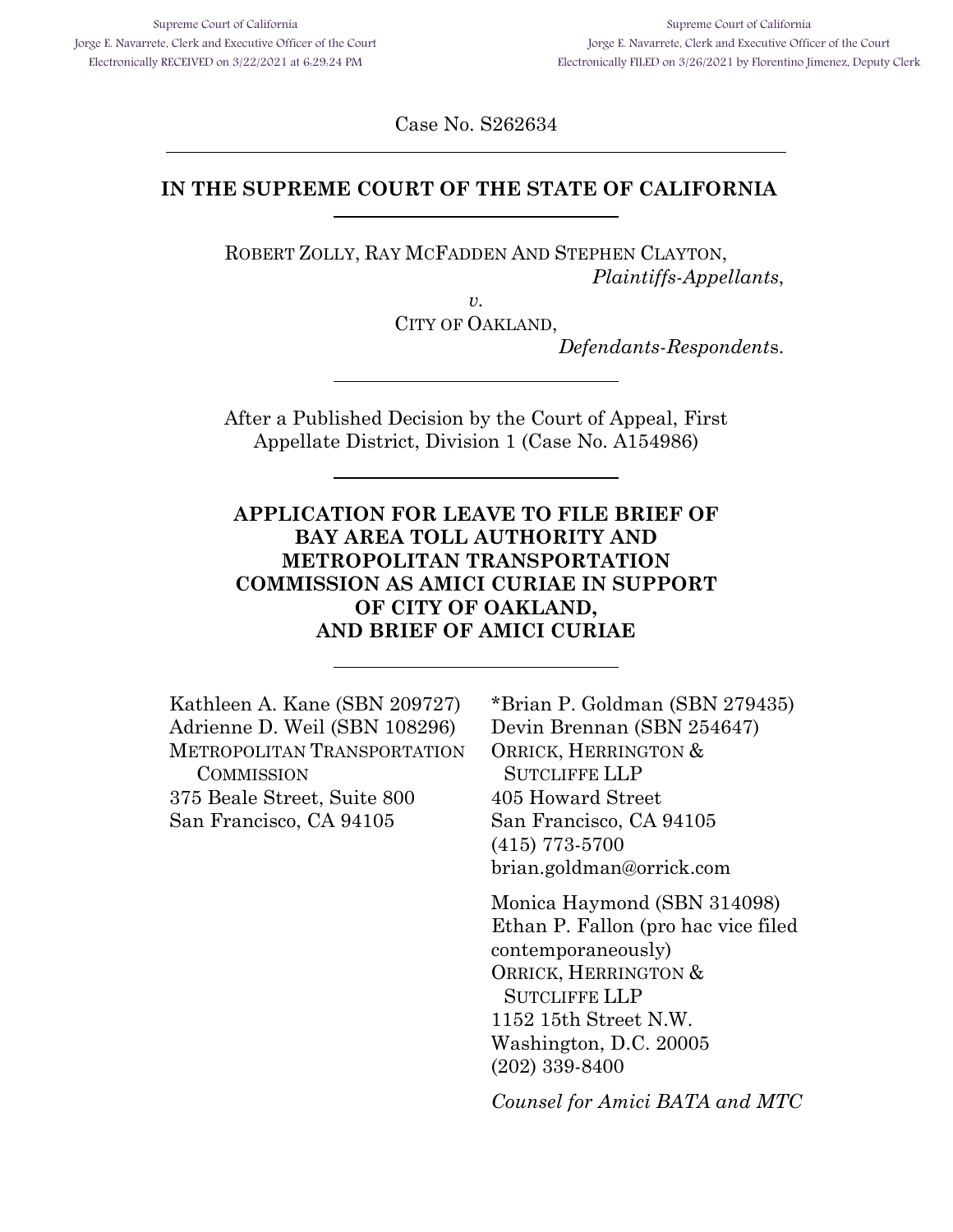Supreme Court of California
Jorge E. Navarrete, Clerk and Executive Officer of the Court
Electronically RECEIVED on 3/22/2021 at 6:29:24 PM

Supreme Court of California
Jorge E. Navarrete, Clerk and Executive Officer of the Court
Electronically FILED on 3/26/2021 by Florentino Jimenez, Deputy Clerk

Case No. S262634

---

**IN THE SUPREME COURT OF THE STATE OF CALIFORNIA**

---

ROBERT ZOLLY, RAY MCFADDEN AND STEPHEN CLAYTON,
*Plaintiffs-Appellants*,

*v.*

CITY OF OAKLAND,
*Defendants-Respondents*.

---

After a Published Decision by the Court of Appeal, First Appellate District, Division 1 (Case No. A154986)

---

**APPLICATION FOR LEAVE TO FILE BRIEF OF BAY AREA TOLL AUTHORITY AND METROPOLITAN TRANSPORTATION COMMISSION AS AMICI CURIAE IN SUPPORT OF CITY OF OAKLAND, AND BRIEF OF AMICI CURIAE**

---

Kathleen A. Kane (SBN 209727)
Adrienne D. Weil (SBN 108296)
METROPOLITAN TRANSPORTATION COMMISSION
375 Beale Street, Suite 800
San Francisco, CA 94105

*Brian P. Goldman (SBN 279435)
Devin Brennan (SBN 254647)
ORRICK, HERRINGTON & SUTCLIFFE LLP
405 Howard Street
San Francisco, CA 94105
(415) 773-5700
brian.goldman@orrick.com

Monica Haymond (SBN 314098)
Ethan P. Fallon (pro hac vice filed contemporaneously)
ORRICK, HERRINGTON & SUTCLIFFE LLP
1152 15th Street N.W.
Washington, D.C. 20005
(202) 339-8400

*Counsel for Amici BATA and MTC*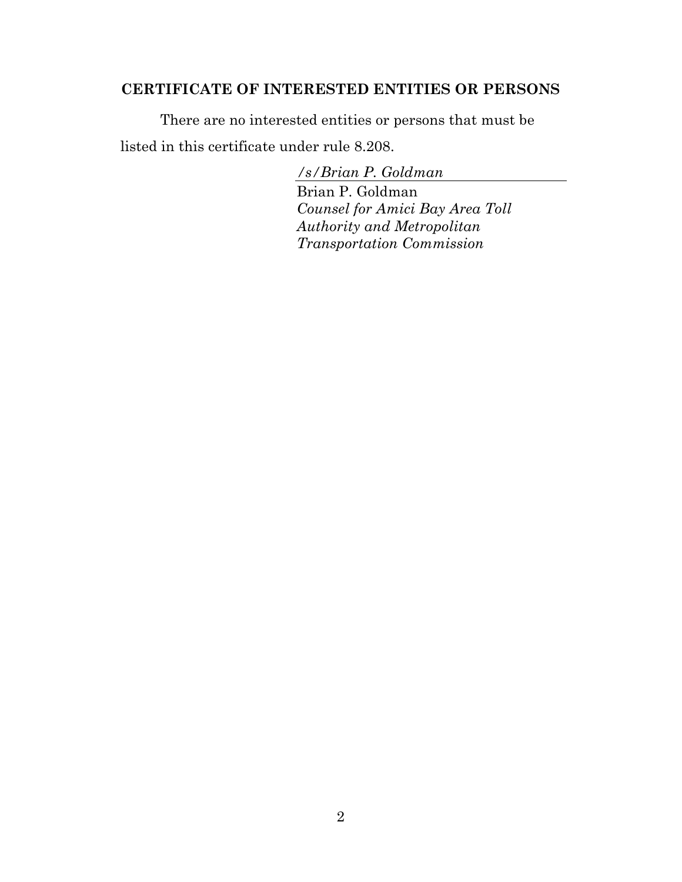## CERTIFICATE OF INTERESTED ENTITIES OR PERSONS

There are no interested entities or persons that must be listed in this certificate under rule 8.208.

*/s/Brian P. Goldman*
Brian P. Goldman
*Counsel for Amici Bay Area Toll Authority and Metropolitan Transportation Commission*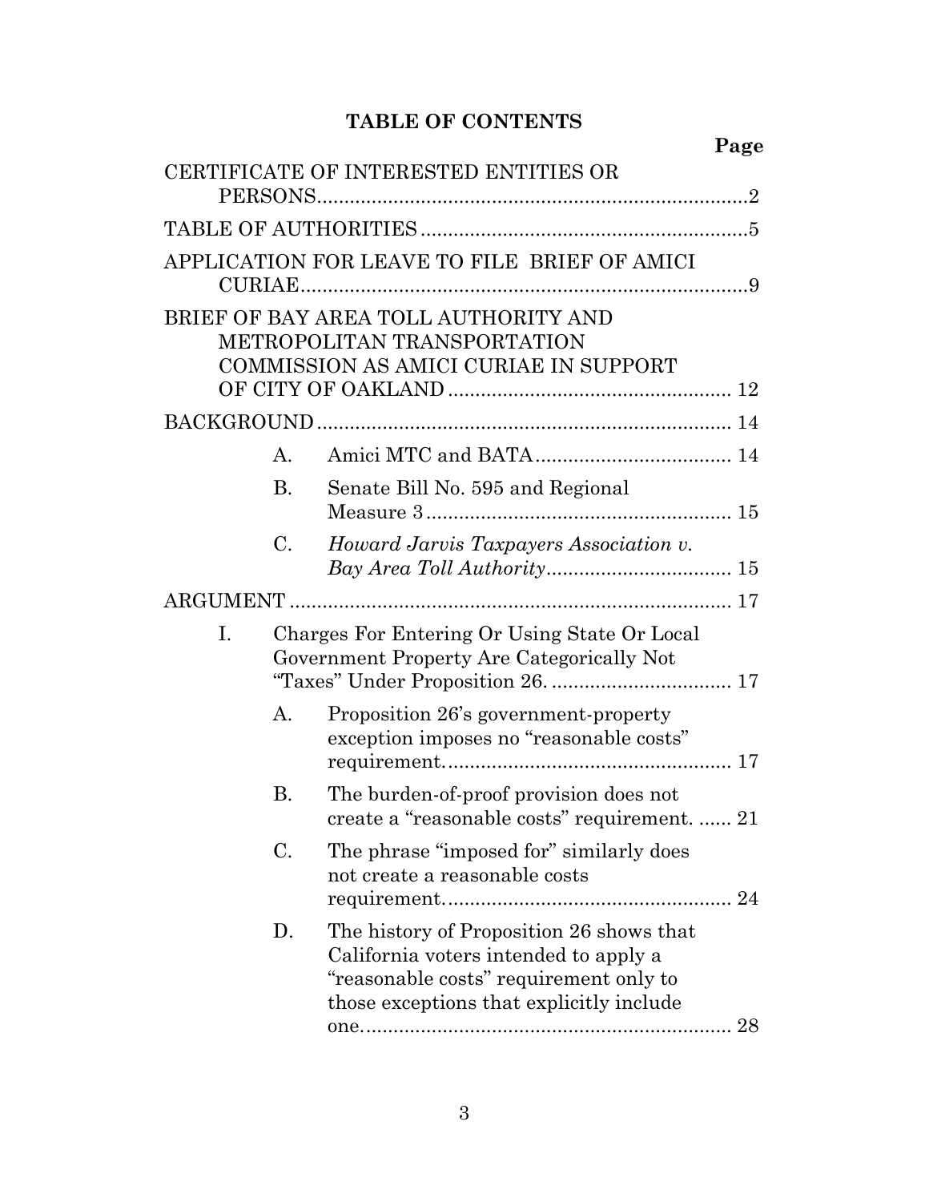## TABLE OF CONTENTS

| | | | Page |
|---|---|---|---|
| CERTIFICATE OF INTERESTED ENTITIES OR PERSONS | | | 2 |
| TABLE OF AUTHORITIES | | | 5 |
| APPLICATION FOR LEAVE TO FILE BRIEF OF AMICI CURIAE | | | 9 |
| BRIEF OF BAY AREA TOLL AUTHORITY AND METROPOLITAN TRANSPORTATION COMMISSION AS AMICI CURIAE IN SUPPORT OF CITY OF OAKLAND | | | 12 |
| BACKGROUND | | | 14 |
| | A. | Amici MTC and BATA | 14 |
| | B. | Senate Bill No. 595 and Regional Measure 3 | 15 |
| | C. | *Howard Jarvis Taxpayers Association v. Bay Area Toll Authority* | 15 |
| ARGUMENT | | | 17 |
| I. | Charges For Entering Or Using State Or Local Government Property Are Categorically Not "Taxes" Under Proposition 26. | | 17 |
| | A. | Proposition 26's government-property exception imposes no "reasonable costs" requirement. | 17 |
| | B. | The burden-of-proof provision does not create a "reasonable costs" requirement. | 21 |
| | C. | The phrase "imposed for" similarly does not create a reasonable costs requirement. | 24 |
| | D. | The history of Proposition 26 shows that California voters intended to apply a "reasonable costs" requirement only to those exceptions that explicitly include one. | 28 |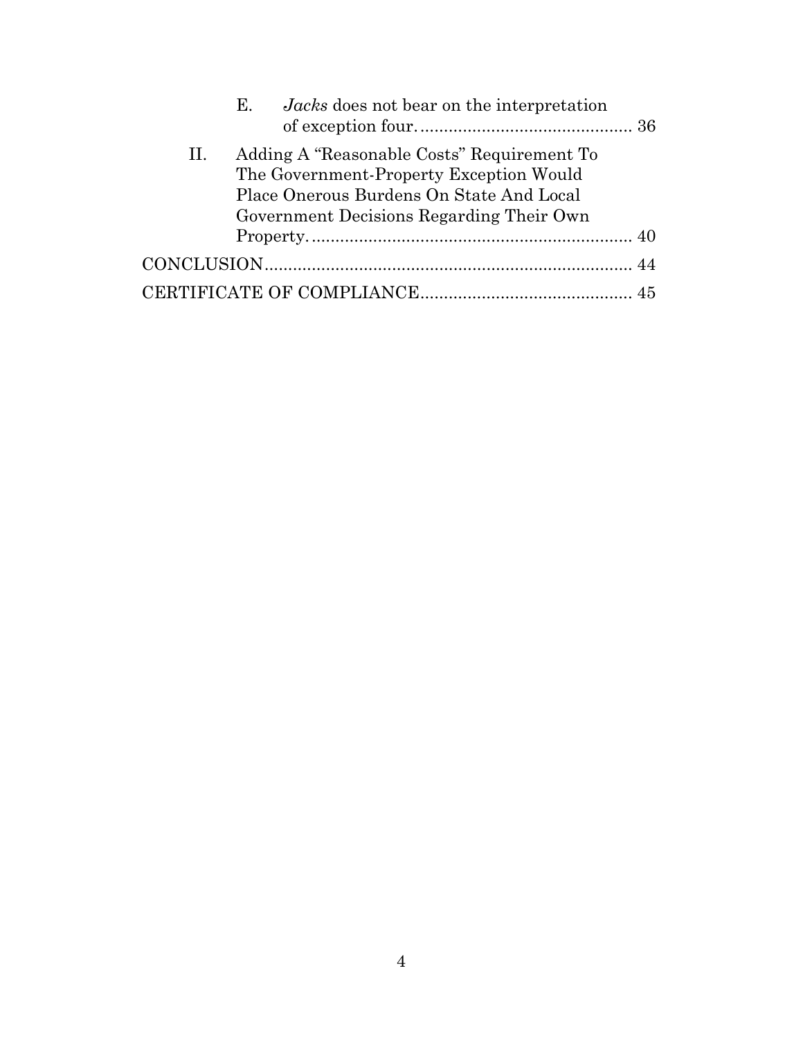E. *Jacks* does not bear on the interpretation of exception four. ............................................ 36

II. Adding A "Reasonable Costs" Requirement To The Government-Property Exception Would Place Onerous Burdens On State And Local Government Decisions Regarding Their Own Property. .................................................................. 40

CONCLUSION ............................................................................ 44

CERTIFICATE OF COMPLIANCE ............................................ 45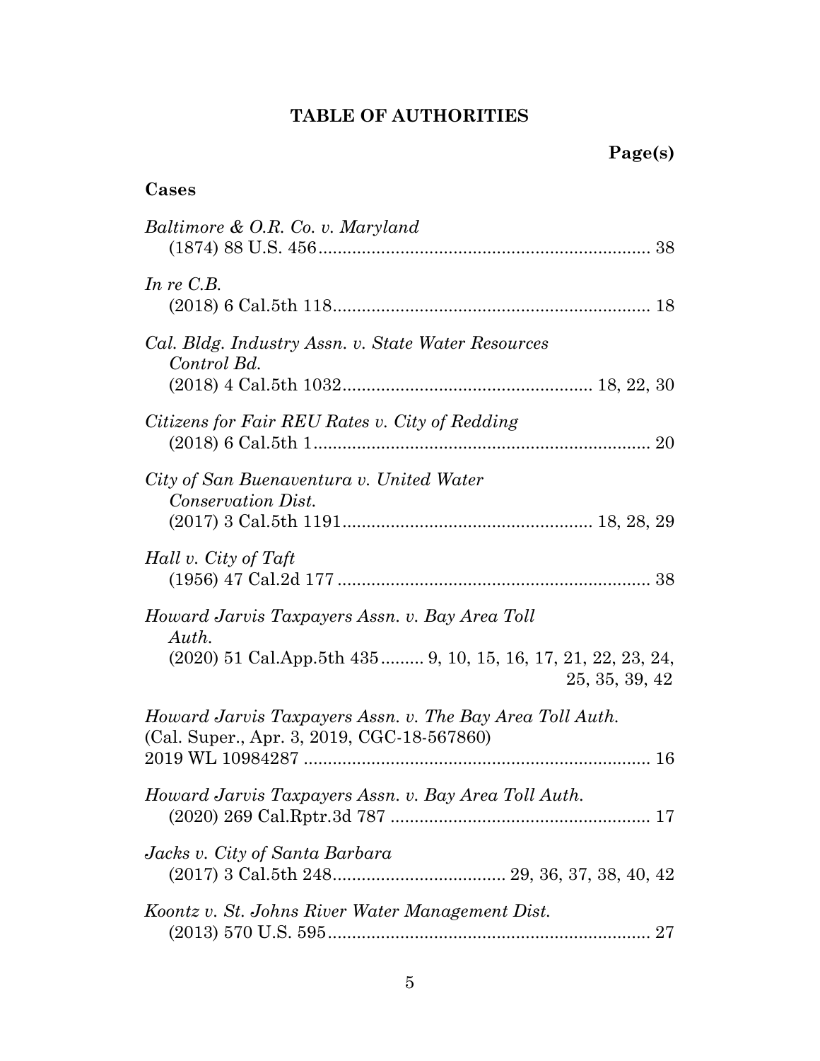## TABLE OF AUTHORITIES

**Page(s)**

### Cases

*Baltimore & O.R. Co. v. Maryland*
(1874) 88 U.S. 456 .................................................................... 38

*In re C.B.*
(2018) 6 Cal.5th 118 ................................................................. 18

*Cal. Bldg. Industry Assn. v. State Water Resources Control Bd.*
(2018) 4 Cal.5th 1032 .................................................. 18, 22, 30

*Citizens for Fair REU Rates v. City of Redding*
(2018) 6 Cal.5th 1 ..................................................................... 20

*City of San Buenaventura v. United Water Conservation Dist.*
(2017) 3 Cal.5th 1191 .................................................. 18, 28, 29

*Hall v. City of Taft*
(1956) 47 Cal.2d 177 ................................................................ 38

*Howard Jarvis Taxpayers Assn. v. Bay Area Toll Auth.*
(2020) 51 Cal.App.5th 435 ......... 9, 10, 15, 16, 17, 21, 22, 23, 24, 25, 35, 39, 42

*Howard Jarvis Taxpayers Assn. v. The Bay Area Toll Auth.*
(Cal. Super., Apr. 3, 2019, CGC-18-567860)
2019 WL 10984287 ....................................................................... 16

*Howard Jarvis Taxpayers Assn. v. Bay Area Toll Auth.*
(2020) 269 Cal.Rptr.3d 787 ...................................................... 17

*Jacks v. City of Santa Barbara*
(2017) 3 Cal.5th 248 ................................... 29, 36, 37, 38, 40, 42

*Koontz v. St. Johns River Water Management Dist.*
(2013) 570 U.S. 595 .................................................................. 27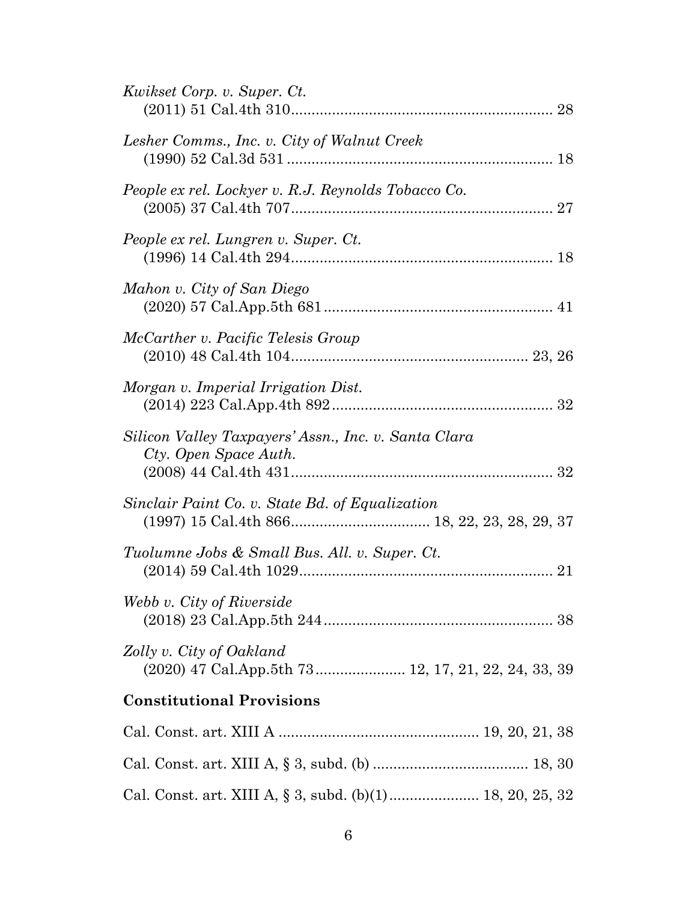*Kwikset Corp. v. Super. Ct.*
(2011) 51 Cal.4th 310 .............................................................. 28

*Lesher Comms., Inc. v. City of Walnut Creek*
(1990) 52 Cal.3d 531 .............................................................. 18

*People ex rel. Lockyer v. R.J. Reynolds Tobacco Co.*
(2005) 37 Cal.4th 707 .............................................................. 27

*People ex rel. Lungren v. Super. Ct.*
(1996) 14 Cal.4th 294 .............................................................. 18

*Mahon v. City of San Diego*
(2020) 57 Cal.App.5th 681 ...................................................... 41

*McCarther v. Pacific Telesis Group*
(2010) 48 Cal.4th 104 ........................................................ 23, 26

*Morgan v. Imperial Irrigation Dist.*
(2014) 223 Cal.App.4th 892 .................................................... 32

*Silicon Valley Taxpayers' Assn., Inc. v. Santa Clara Cty. Open Space Auth.*
(2008) 44 Cal.4th 431 .............................................................. 32

*Sinclair Paint Co. v. State Bd. of Equalization*
(1997) 15 Cal.4th 866 ................................ 18, 22, 23, 28, 29, 37

*Tuolumne Jobs & Small Bus. All. v. Super. Ct.*
(2014) 59 Cal.4th 1029 ............................................................ 21

*Webb v. City of Riverside*
(2018) 23 Cal.App.5th 244 ...................................................... 38

*Zolly v. City of Oakland*
(2020) 47 Cal.App.5th 73 ..................... 12, 17, 21, 22, 24, 33, 39

**Constitutional Provisions**

Cal. Const. art. XIII A ............................................... 19, 20, 21, 38

Cal. Const. art. XIII A, § 3, subd. (b) ..................................... 18, 30

Cal. Const. art. XIII A, § 3, subd. (b)(1) ..................... 18, 20, 25, 32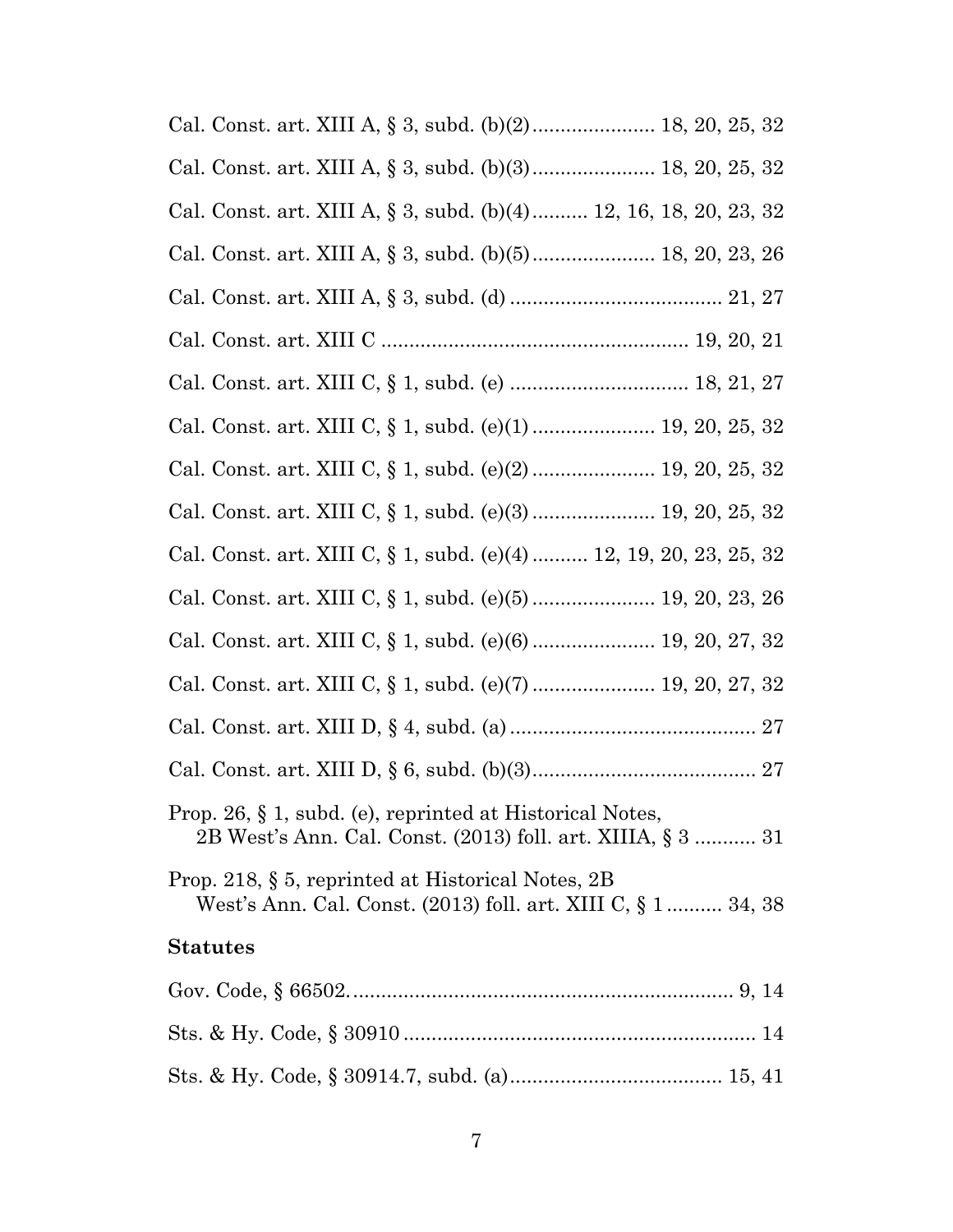Cal. Const. art. XIII A, § 3, subd. (b)(2) ...................... 18, 20, 25, 32

Cal. Const. art. XIII A, § 3, subd. (b)(3) ...................... 18, 20, 25, 32

Cal. Const. art. XIII A, § 3, subd. (b)(4) .......... 12, 16, 18, 20, 23, 32

Cal. Const. art. XIII A, § 3, subd. (b)(5) ...................... 18, 20, 23, 26

Cal. Const. art. XIII A, § 3, subd. (d) ...................................... 21, 27

Cal. Const. art. XIII C ....................................................... 19, 20, 21

Cal. Const. art. XIII C, § 1, subd. (e) ................................ 18, 21, 27

Cal. Const. art. XIII C, § 1, subd. (e)(1) ...................... 19, 20, 25, 32

Cal. Const. art. XIII C, § 1, subd. (e)(2) ...................... 19, 20, 25, 32

Cal. Const. art. XIII C, § 1, subd. (e)(3) ...................... 19, 20, 25, 32

Cal. Const. art. XIII C, § 1, subd. (e)(4) .......... 12, 19, 20, 23, 25, 32

Cal. Const. art. XIII C, § 1, subd. (e)(5) ...................... 19, 20, 23, 26

Cal. Const. art. XIII C, § 1, subd. (e)(6) ...................... 19, 20, 27, 32

Cal. Const. art. XIII C, § 1, subd. (e)(7) ...................... 19, 20, 27, 32

Cal. Const. art. XIII D, § 4, subd. (a) ............................................ 27

Cal. Const. art. XIII D, § 6, subd. (b)(3) ......................................... 27

Prop. 26, § 1, subd. (e), reprinted at Historical Notes, 2B West's Ann. Cal. Const. (2013) foll. art. XIIIA, § 3 ........... 31

Prop. 218, § 5, reprinted at Historical Notes, 2B West's Ann. Cal. Const. (2013) foll. art. XIII C, § 1 .......... 34, 38

**Statutes**

Gov. Code, § 66502. .................................................................... 9, 14

Sts. & Hy. Code, § 30910 ................................................................ 14

Sts. & Hy. Code, § 30914.7, subd. (a) ...................................... 15, 41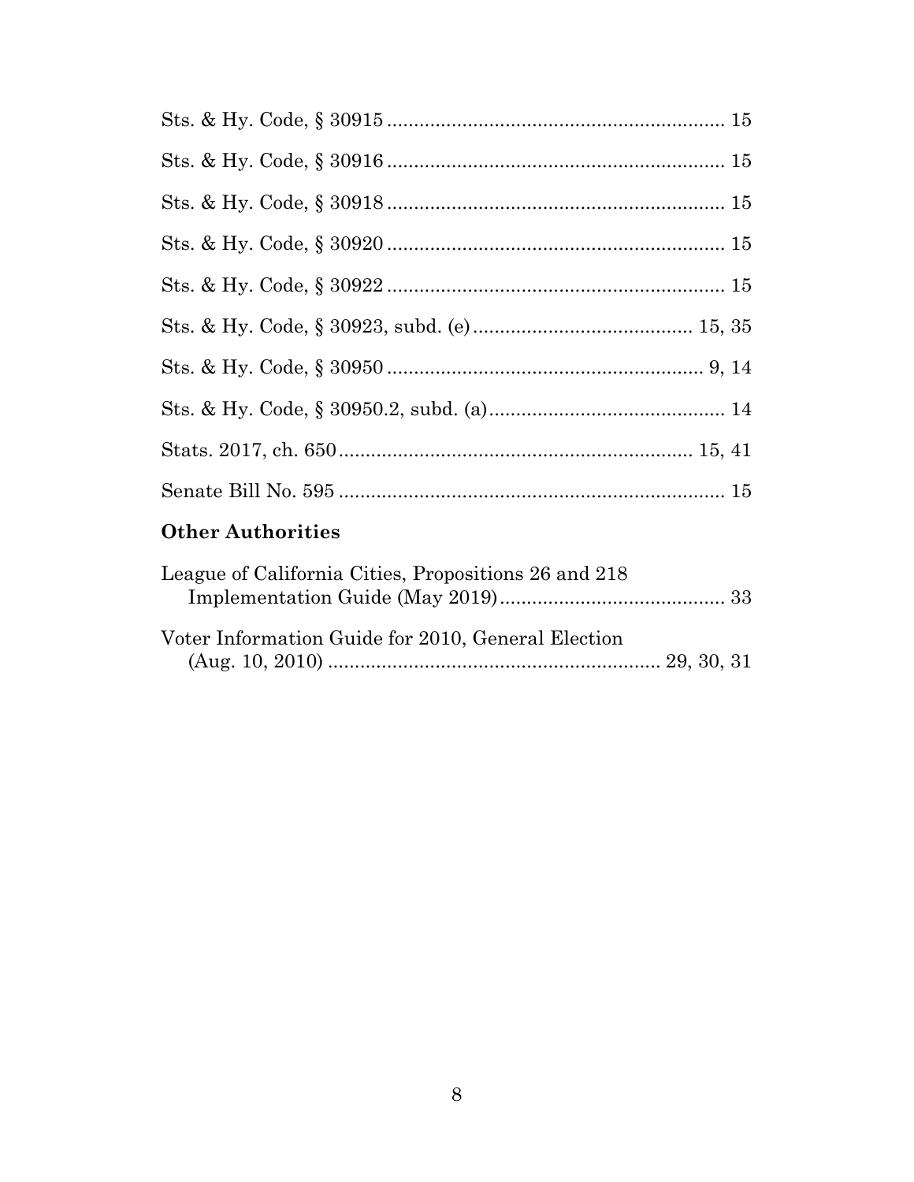Sts. & Hy. Code, § 30915 .............................................................. 15

Sts. & Hy. Code, § 30916 .............................................................. 15

Sts. & Hy. Code, § 30918 .............................................................. 15

Sts. & Hy. Code, § 30920 .............................................................. 15

Sts. & Hy. Code, § 30922 .............................................................. 15

Sts. & Hy. Code, § 30923, subd. (e) ........................................ 15, 35

Sts. & Hy. Code, § 30950 .......................................................... 9, 14

Sts. & Hy. Code, § 30950.2, subd. (a) ............................................ 14

Stats. 2017, ch. 650 ................................................................. 15, 41

Senate Bill No. 595 ........................................................................ 15

**Other Authorities**

League of California Cities, Propositions 26 and 218 Implementation Guide (May 2019) .......................................... 33

Voter Information Guide for 2010, General Election (Aug. 10, 2010) ............................................................ 29, 30, 31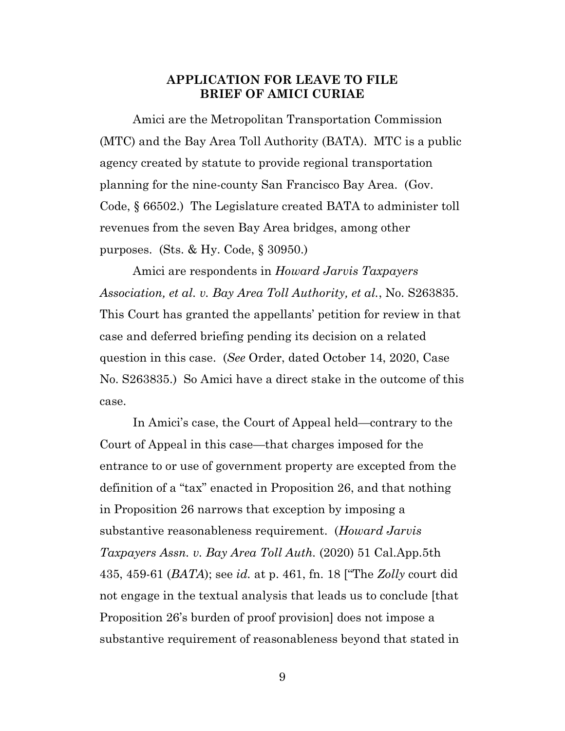## APPLICATION FOR LEAVE TO FILE BRIEF OF AMICI CURIAE

Amici are the Metropolitan Transportation Commission (MTC) and the Bay Area Toll Authority (BATA). MTC is a public agency created by statute to provide regional transportation planning for the nine-county San Francisco Bay Area. (Gov. Code, § 66502.) The Legislature created BATA to administer toll revenues from the seven Bay Area bridges, among other purposes. (Sts. & Hy. Code, § 30950.)

Amici are respondents in *Howard Jarvis Taxpayers Association, et al. v. Bay Area Toll Authority, et al.*, No. S263835. This Court has granted the appellants' petition for review in that case and deferred briefing pending its decision on a related question in this case. (*See* Order, dated October 14, 2020, Case No. S263835.) So Amici have a direct stake in the outcome of this case.

In Amici's case, the Court of Appeal held—contrary to the Court of Appeal in this case—that charges imposed for the entrance to or use of government property are excepted from the definition of a "tax" enacted in Proposition 26, and that nothing in Proposition 26 narrows that exception by imposing a substantive reasonableness requirement. (*Howard Jarvis Taxpayers Assn. v. Bay Area Toll Auth.* (2020) 51 Cal.App.5th 435, 459-61 (*BATA*); see *id.* at p. 461, fn. 18 ["The *Zolly* court did not engage in the textual analysis that leads us to conclude [that Proposition 26's burden of proof provision] does not impose a substantive requirement of reasonableness beyond that stated in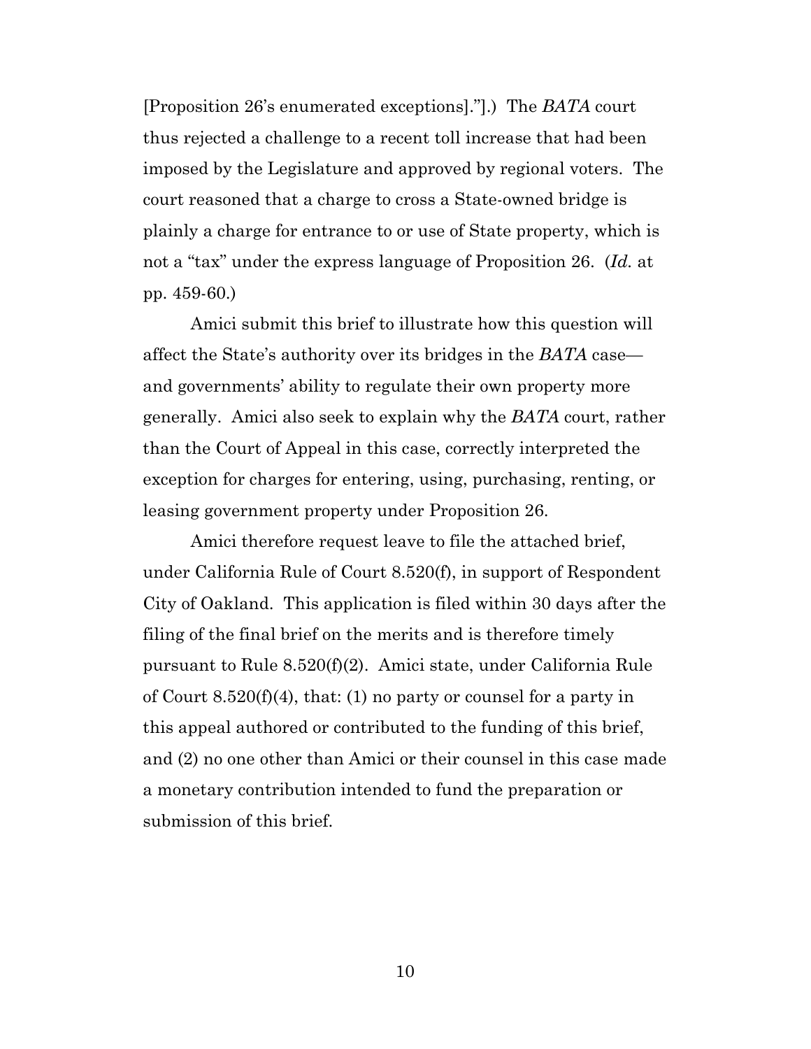[Proposition 26's enumerated exceptions]."].) The *BATA* court thus rejected a challenge to a recent toll increase that had been imposed by the Legislature and approved by regional voters. The court reasoned that a charge to cross a State-owned bridge is plainly a charge for entrance to or use of State property, which is not a "tax" under the express language of Proposition 26. (*Id.* at pp. 459-60.)

Amici submit this brief to illustrate how this question will affect the State's authority over its bridges in the *BATA* case—and governments' ability to regulate their own property more generally. Amici also seek to explain why the *BATA* court, rather than the Court of Appeal in this case, correctly interpreted the exception for charges for entering, using, purchasing, renting, or leasing government property under Proposition 26.

Amici therefore request leave to file the attached brief, under California Rule of Court 8.520(f), in support of Respondent City of Oakland. This application is filed within 30 days after the filing of the final brief on the merits and is therefore timely pursuant to Rule 8.520(f)(2). Amici state, under California Rule of Court 8.520(f)(4), that: (1) no party or counsel for a party in this appeal authored or contributed to the funding of this brief, and (2) no one other than Amici or their counsel in this case made a monetary contribution intended to fund the preparation or submission of this brief.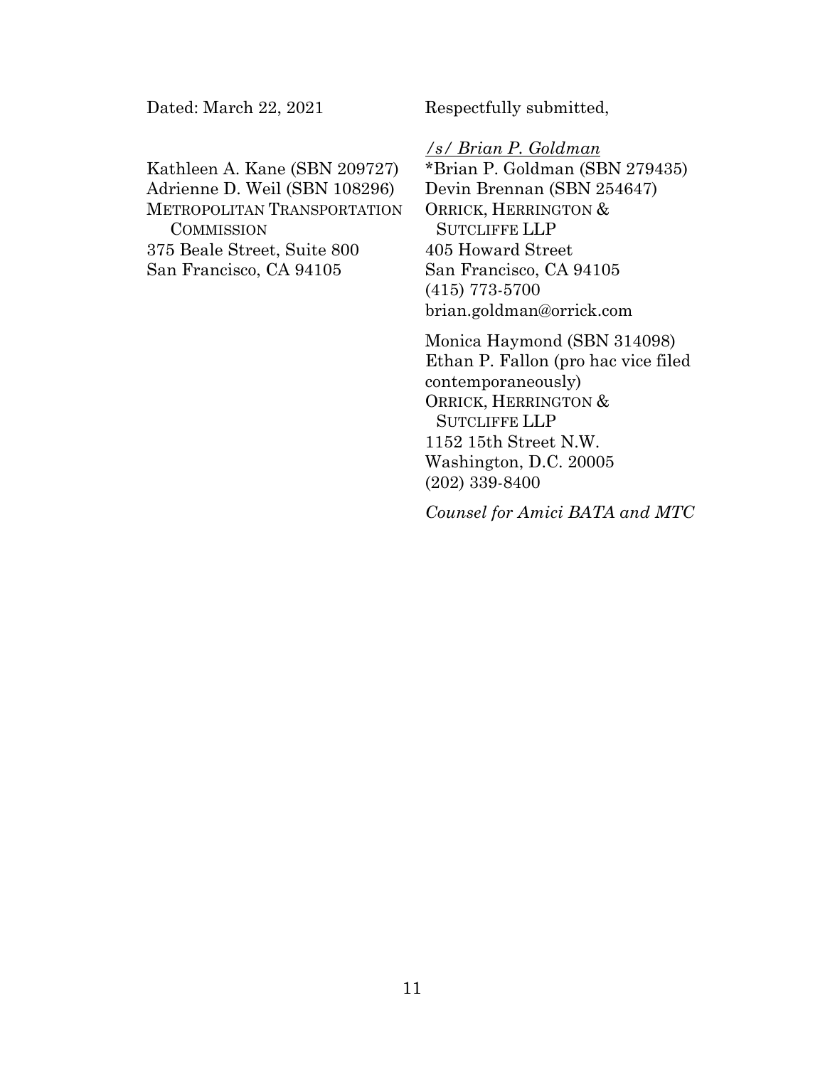Dated: March 22, 2021

Respectfully submitted,

*/s/ Brian P. Goldman*

*Brian P. Goldman (SBN 279435)
Devin Brennan (SBN 254647)
ORRICK, HERRINGTON & SUTCLIFFE LLP
405 Howard Street
San Francisco, CA 94105
(415) 773-5700
brian.goldman@orrick.com

Monica Haymond (SBN 314098)
Ethan P. Fallon (pro hac vice filed contemporaneously)
ORRICK, HERRINGTON & SUTCLIFFE LLP
1152 15th Street N.W.
Washington, D.C. 20005
(202) 339-8400

*Counsel for Amici BATA and MTC*

Kathleen A. Kane (SBN 209727)
Adrienne D. Weil (SBN 108296)
METROPOLITAN TRANSPORTATION COMMISSION
375 Beale Street, Suite 800
San Francisco, CA 94105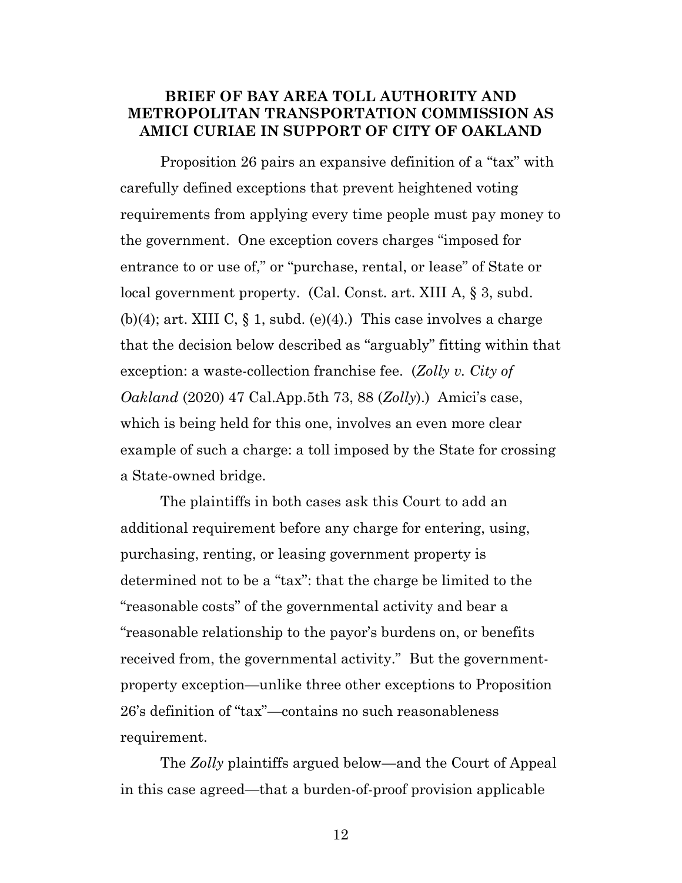## BRIEF OF BAY AREA TOLL AUTHORITY AND METROPOLITAN TRANSPORTATION COMMISSION AS AMICI CURIAE IN SUPPORT OF CITY OF OAKLAND

Proposition 26 pairs an expansive definition of a "tax" with carefully defined exceptions that prevent heightened voting requirements from applying every time people must pay money to the government. One exception covers charges "imposed for entrance to or use of," or "purchase, rental, or lease" of State or local government property. (Cal. Const. art. XIII A, § 3, subd. (b)(4); art. XIII C, § 1, subd. (e)(4).) This case involves a charge that the decision below described as "arguably" fitting within that exception: a waste-collection franchise fee. (*Zolly v. City of Oakland* (2020) 47 Cal.App.5th 73, 88 (*Zolly*).) Amici's case, which is being held for this one, involves an even more clear example of such a charge: a toll imposed by the State for crossing a State-owned bridge.

The plaintiffs in both cases ask this Court to add an additional requirement before any charge for entering, using, purchasing, renting, or leasing government property is determined not to be a "tax": that the charge be limited to the "reasonable costs" of the governmental activity and bear a "reasonable relationship to the payor's burdens on, or benefits received from, the governmental activity." But the government-property exception—unlike three other exceptions to Proposition 26's definition of "tax"—contains no such reasonableness requirement.

The *Zolly* plaintiffs argued below—and the Court of Appeal in this case agreed—that a burden-of-proof provision applicable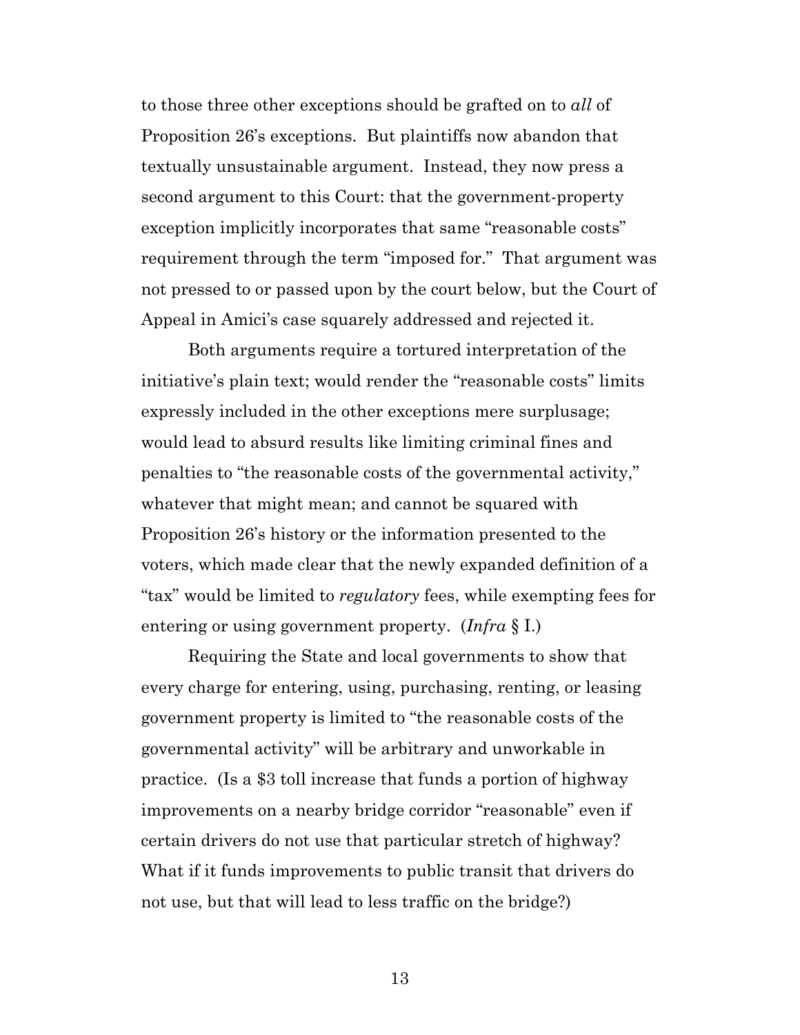to those three other exceptions should be grafted on to *all* of Proposition 26's exceptions. But plaintiffs now abandon that textually unsustainable argument. Instead, they now press a second argument to this Court: that the government-property exception implicitly incorporates that same "reasonable costs" requirement through the term "imposed for." That argument was not pressed to or passed upon by the court below, but the Court of Appeal in Amici's case squarely addressed and rejected it.

Both arguments require a tortured interpretation of the initiative's plain text; would render the "reasonable costs" limits expressly included in the other exceptions mere surplusage; would lead to absurd results like limiting criminal fines and penalties to "the reasonable costs of the governmental activity," whatever that might mean; and cannot be squared with Proposition 26's history or the information presented to the voters, which made clear that the newly expanded definition of a "tax" would be limited to *regulatory* fees, while exempting fees for entering or using government property. (*Infra* § I.)

Requiring the State and local governments to show that every charge for entering, using, purchasing, renting, or leasing government property is limited to "the reasonable costs of the governmental activity" will be arbitrary and unworkable in practice. (Is a $3 toll increase that funds a portion of highway improvements on a nearby bridge corridor "reasonable" even if certain drivers do not use that particular stretch of highway? What if it funds improvements to public transit that drivers do not use, but that will lead to less traffic on the bridge?)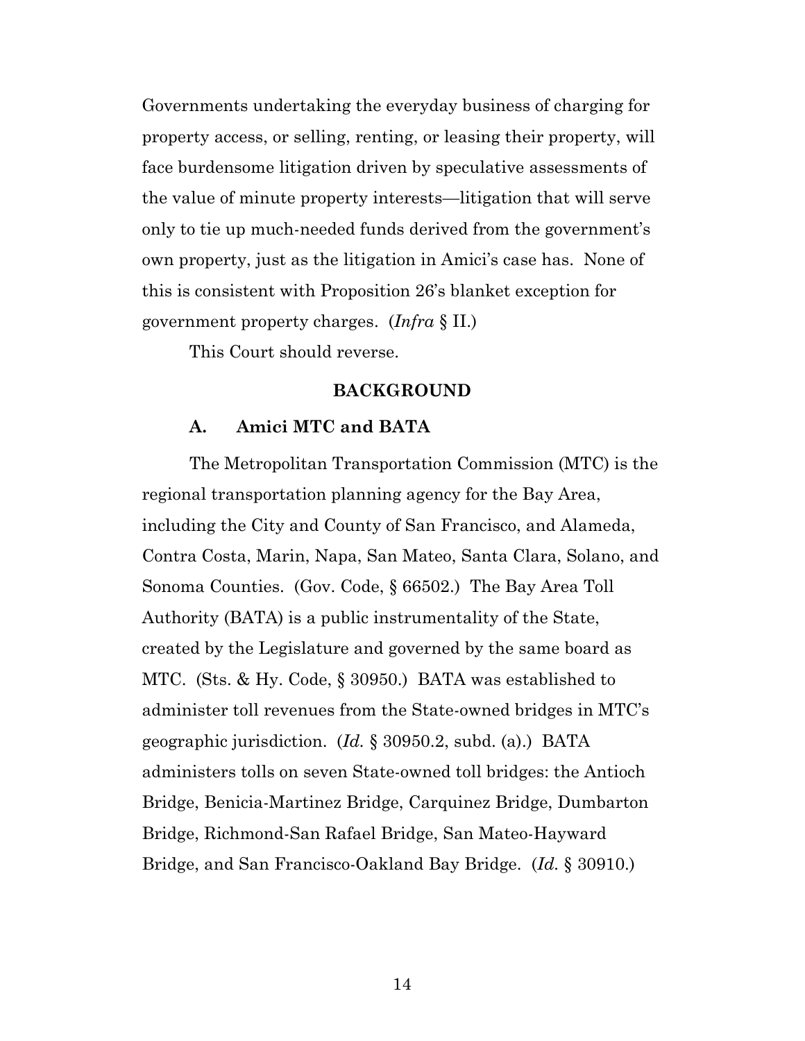Governments undertaking the everyday business of charging for property access, or selling, renting, or leasing their property, will face burdensome litigation driven by speculative assessments of the value of minute property interests—litigation that will serve only to tie up much-needed funds derived from the government's own property, just as the litigation in Amici's case has. None of this is consistent with Proposition 26's blanket exception for government property charges. (*Infra* § II.)

This Court should reverse.

## BACKGROUND

### A. Amici MTC and BATA

The Metropolitan Transportation Commission (MTC) is the regional transportation planning agency for the Bay Area, including the City and County of San Francisco, and Alameda, Contra Costa, Marin, Napa, San Mateo, Santa Clara, Solano, and Sonoma Counties. (Gov. Code, § 66502.) The Bay Area Toll Authority (BATA) is a public instrumentality of the State, created by the Legislature and governed by the same board as MTC. (Sts. & Hy. Code, § 30950.) BATA was established to administer toll revenues from the State-owned bridges in MTC's geographic jurisdiction. (*Id.* § 30950.2, subd. (a).) BATA administers tolls on seven State-owned toll bridges: the Antioch Bridge, Benicia-Martinez Bridge, Carquinez Bridge, Dumbarton Bridge, Richmond-San Rafael Bridge, San Mateo-Hayward Bridge, and San Francisco-Oakland Bay Bridge. (*Id.* § 30910.)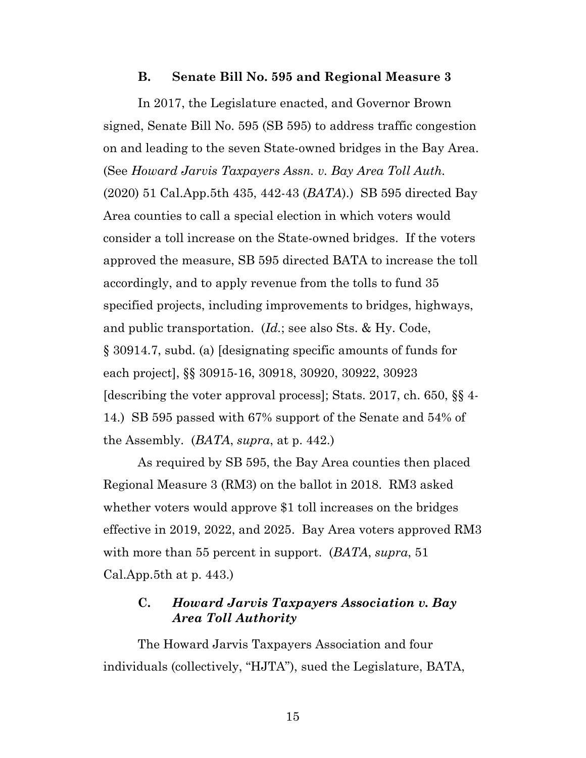### B. Senate Bill No. 595 and Regional Measure 3

In 2017, the Legislature enacted, and Governor Brown signed, Senate Bill No. 595 (SB 595) to address traffic congestion on and leading to the seven State-owned bridges in the Bay Area. (See *Howard Jarvis Taxpayers Assn. v. Bay Area Toll Auth.* (2020) 51 Cal.App.5th 435, 442-43 (*BATA*).) SB 595 directed Bay Area counties to call a special election in which voters would consider a toll increase on the State-owned bridges. If the voters approved the measure, SB 595 directed BATA to increase the toll accordingly, and to apply revenue from the tolls to fund 35 specified projects, including improvements to bridges, highways, and public transportation. (*Id.*; see also Sts. & Hy. Code, § 30914.7, subd. (a) [designating specific amounts of funds for each project], §§ 30915-16, 30918, 30920, 30922, 30923 [describing the voter approval process]; Stats. 2017, ch. 650, §§ 4-14.) SB 595 passed with 67% support of the Senate and 54% of the Assembly. (*BATA*, *supra*, at p. 442.)

As required by SB 595, the Bay Area counties then placed Regional Measure 3 (RM3) on the ballot in 2018. RM3 asked whether voters would approve $1 toll increases on the bridges effective in 2019, 2022, and 2025. Bay Area voters approved RM3 with more than 55 percent in support. (*BATA*, *supra*, 51 Cal.App.5th at p. 443.)

### C. *Howard Jarvis Taxpayers Association v. Bay Area Toll Authority*

The Howard Jarvis Taxpayers Association and four individuals (collectively, "HJTA"), sued the Legislature, BATA,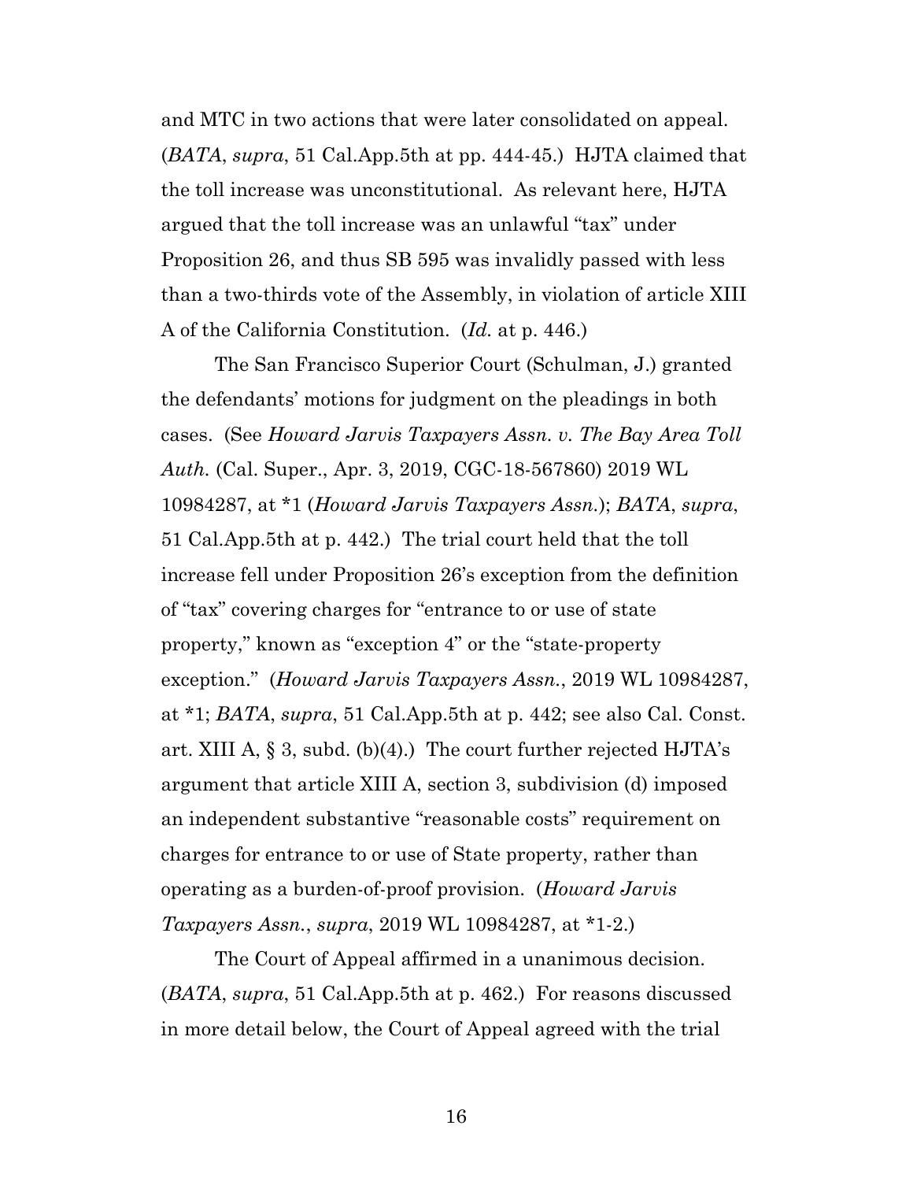and MTC in two actions that were later consolidated on appeal. (*BATA*, *supra*, 51 Cal.App.5th at pp. 444-45.) HJTA claimed that the toll increase was unconstitutional. As relevant here, HJTA argued that the toll increase was an unlawful "tax" under Proposition 26, and thus SB 595 was invalidly passed with less than a two-thirds vote of the Assembly, in violation of article XIII A of the California Constitution. (*Id.* at p. 446.)

The San Francisco Superior Court (Schulman, J.) granted the defendants' motions for judgment on the pleadings in both cases. (See *Howard Jarvis Taxpayers Assn. v. The Bay Area Toll Auth.* (Cal. Super., Apr. 3, 2019, CGC-18-567860) 2019 WL 10984287, at *1 (*Howard Jarvis Taxpayers Assn.*); *BATA*, *supra*, 51 Cal.App.5th at p. 442.) The trial court held that the toll increase fell under Proposition 26's exception from the definition of "tax" covering charges for "entrance to or use of state property," known as "exception 4" or the "state-property exception." (*Howard Jarvis Taxpayers Assn.*, 2019 WL 10984287, at *1; *BATA*, *supra*, 51 Cal.App.5th at p. 442; see also Cal. Const. art. XIII A, § 3, subd. (b)(4).) The court further rejected HJTA's argument that article XIII A, section 3, subdivision (d) imposed an independent substantive "reasonable costs" requirement on charges for entrance to or use of State property, rather than operating as a burden-of-proof provision. (*Howard Jarvis Taxpayers Assn.*, *supra*, 2019 WL 10984287, at *1-2.)

The Court of Appeal affirmed in a unanimous decision. (*BATA*, *supra*, 51 Cal.App.5th at p. 462.) For reasons discussed in more detail below, the Court of Appeal agreed with the trial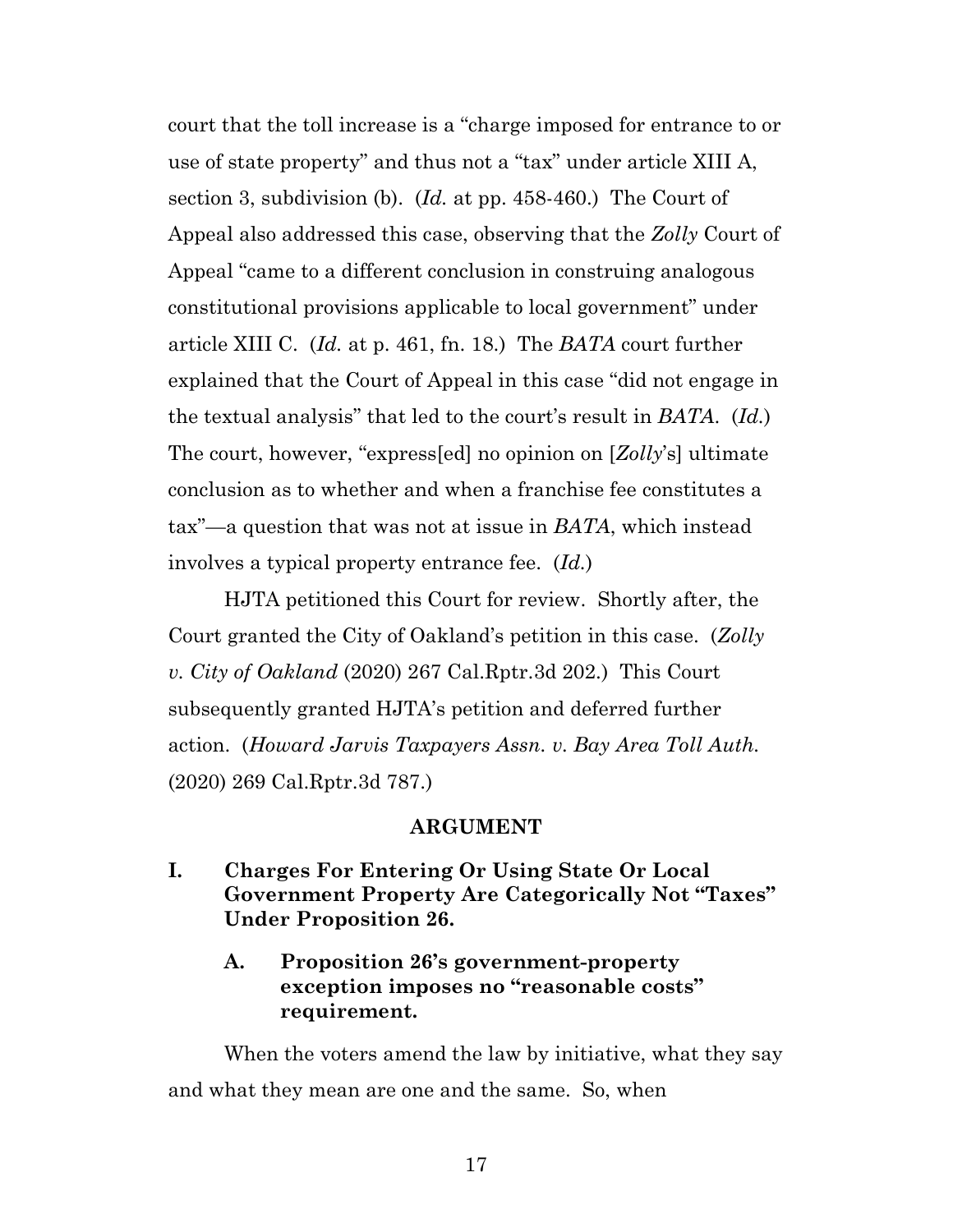court that the toll increase is a "charge imposed for entrance to or use of state property" and thus not a "tax" under article XIII A, section 3, subdivision (b). (*Id.* at pp. 458-460.) The Court of Appeal also addressed this case, observing that the *Zolly* Court of Appeal "came to a different conclusion in construing analogous constitutional provisions applicable to local government" under article XIII C. (*Id.* at p. 461, fn. 18.) The *BATA* court further explained that the Court of Appeal in this case "did not engage in the textual analysis" that led to the court's result in *BATA*. (*Id.*) The court, however, "express[ed] no opinion on [*Zolly*'s] ultimate conclusion as to whether and when a franchise fee constitutes a tax"—a question that was not at issue in *BATA*, which instead involves a typical property entrance fee. (*Id.*)

HJTA petitioned this Court for review. Shortly after, the Court granted the City of Oakland's petition in this case. (*Zolly v. City of Oakland* (2020) 267 Cal.Rptr.3d 202.) This Court subsequently granted HJTA's petition and deferred further action. (*Howard Jarvis Taxpayers Assn. v. Bay Area Toll Auth.* (2020) 269 Cal.Rptr.3d 787.)

## ARGUMENT

### I. Charges For Entering Or Using State Or Local Government Property Are Categorically Not "Taxes" Under Proposition 26.

#### A. Proposition 26's government-property exception imposes no "reasonable costs" requirement.

When the voters amend the law by initiative, what they say and what they mean are one and the same. So, when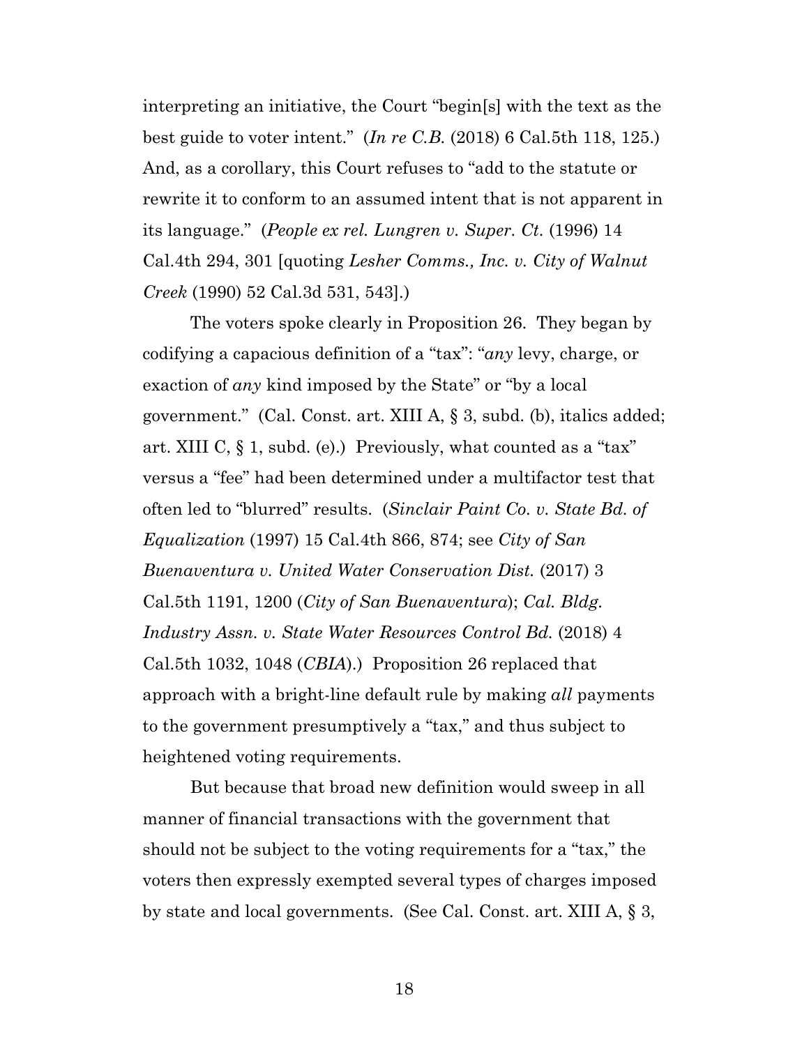interpreting an initiative, the Court "begin[s] with the text as the best guide to voter intent." (*In re C.B.* (2018) 6 Cal.5th 118, 125.) And, as a corollary, this Court refuses to "add to the statute or rewrite it to conform to an assumed intent that is not apparent in its language." (*People ex rel. Lungren v. Super. Ct.* (1996) 14 Cal.4th 294, 301 [quoting *Lesher Comms., Inc. v. City of Walnut Creek* (1990) 52 Cal.3d 531, 543].)

The voters spoke clearly in Proposition 26. They began by codifying a capacious definition of a "tax": "*any* levy, charge, or exaction of *any* kind imposed by the State" or "by a local government." (Cal. Const. art. XIII A, § 3, subd. (b), italics added; art. XIII C, § 1, subd. (e).) Previously, what counted as a "tax" versus a "fee" had been determined under a multifactor test that often led to "blurred" results. (*Sinclair Paint Co. v. State Bd. of Equalization* (1997) 15 Cal.4th 866, 874; see *City of San Buenaventura v. United Water Conservation Dist.* (2017) 3 Cal.5th 1191, 1200 (*City of San Buenaventura*); *Cal. Bldg. Industry Assn. v. State Water Resources Control Bd.* (2018) 4 Cal.5th 1032, 1048 (*CBIA*).) Proposition 26 replaced that approach with a bright-line default rule by making *all* payments to the government presumptively a "tax," and thus subject to heightened voting requirements.

But because that broad new definition would sweep in all manner of financial transactions with the government that should not be subject to the voting requirements for a "tax," the voters then expressly exempted several types of charges imposed by state and local governments. (See Cal. Const. art. XIII A, § 3,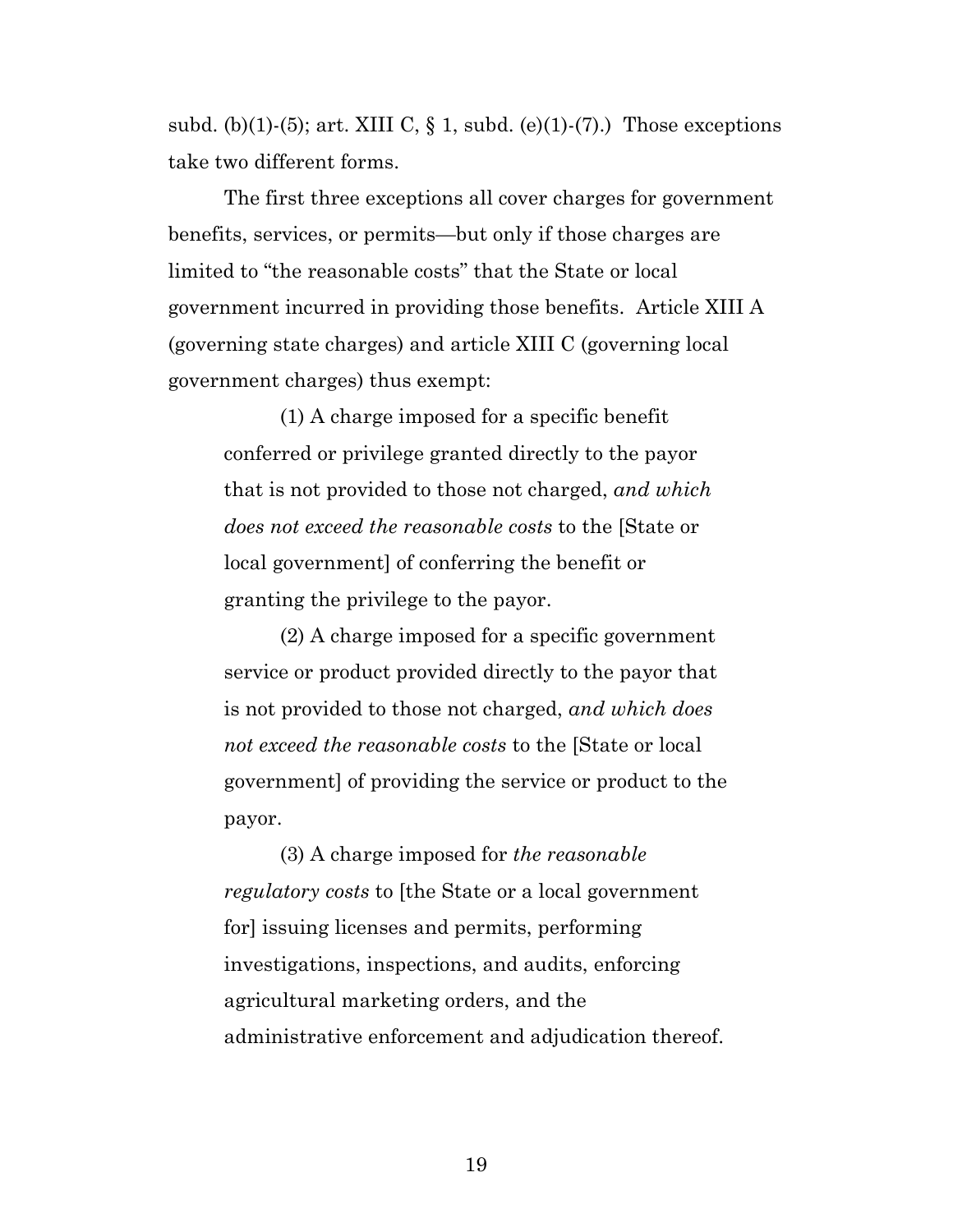subd. (b)(1)-(5); art. XIII C, § 1, subd. (e)(1)-(7).) Those exceptions take two different forms.

The first three exceptions all cover charges for government benefits, services, or permits—but only if those charges are limited to "the reasonable costs" that the State or local government incurred in providing those benefits. Article XIII A (governing state charges) and article XIII C (governing local government charges) thus exempt:

> (1) A charge imposed for a specific benefit conferred or privilege granted directly to the payor that is not provided to those not charged, *and which does not exceed the reasonable costs* to the [State or local government] of conferring the benefit or granting the privilege to the payor.
>
> (2) A charge imposed for a specific government service or product provided directly to the payor that is not provided to those not charged, *and which does not exceed the reasonable costs* to the [State or local government] of providing the service or product to the payor.
>
> (3) A charge imposed for *the reasonable regulatory costs* to [the State or a local government for] issuing licenses and permits, performing investigations, inspections, and audits, enforcing agricultural marketing orders, and the administrative enforcement and adjudication thereof.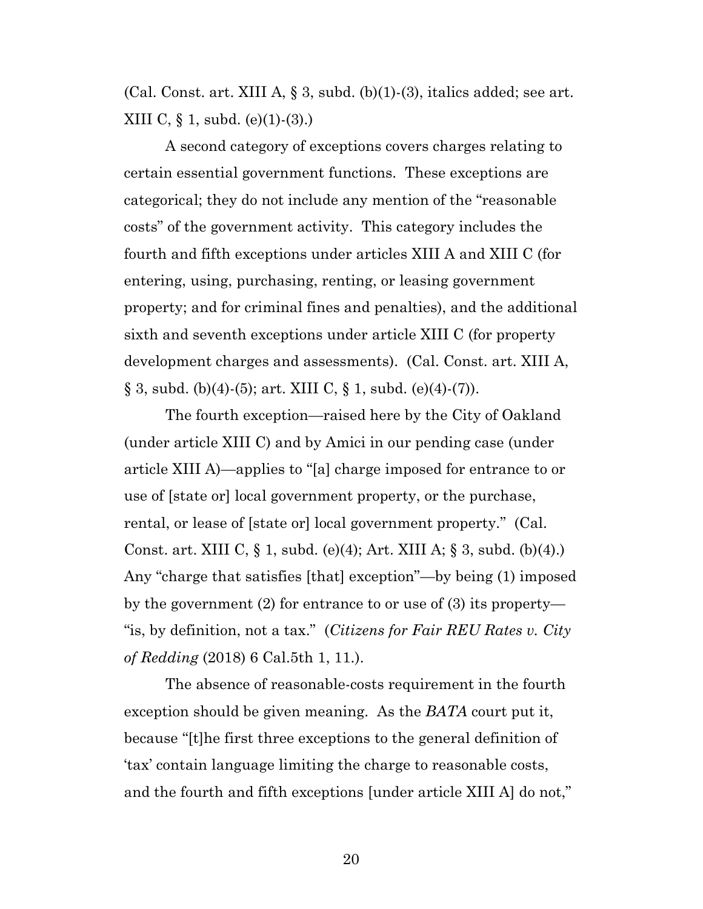(Cal. Const. art. XIII A, § 3, subd. (b)(1)-(3), italics added; see art. XIII C, § 1, subd. (e)(1)-(3).)

A second category of exceptions covers charges relating to certain essential government functions. These exceptions are categorical; they do not include any mention of the "reasonable costs" of the government activity. This category includes the fourth and fifth exceptions under articles XIII A and XIII C (for entering, using, purchasing, renting, or leasing government property; and for criminal fines and penalties), and the additional sixth and seventh exceptions under article XIII C (for property development charges and assessments). (Cal. Const. art. XIII A, § 3, subd. (b)(4)-(5); art. XIII C, § 1, subd. (e)(4)-(7)).

The fourth exception—raised here by the City of Oakland (under article XIII C) and by Amici in our pending case (under article XIII A)—applies to "[a] charge imposed for entrance to or use of [state or] local government property, or the purchase, rental, or lease of [state or] local government property." (Cal. Const. art. XIII C, § 1, subd. (e)(4); Art. XIII A; § 3, subd. (b)(4).) Any "charge that satisfies [that] exception"—by being (1) imposed by the government (2) for entrance to or use of (3) its property—"is, by definition, not a tax." (*Citizens for Fair REU Rates v. City of Redding* (2018) 6 Cal.5th 1, 11.).

The absence of reasonable-costs requirement in the fourth exception should be given meaning. As the *BATA* court put it, because "[t]he first three exceptions to the general definition of 'tax' contain language limiting the charge to reasonable costs, and the fourth and fifth exceptions [under article XIII A] do not,"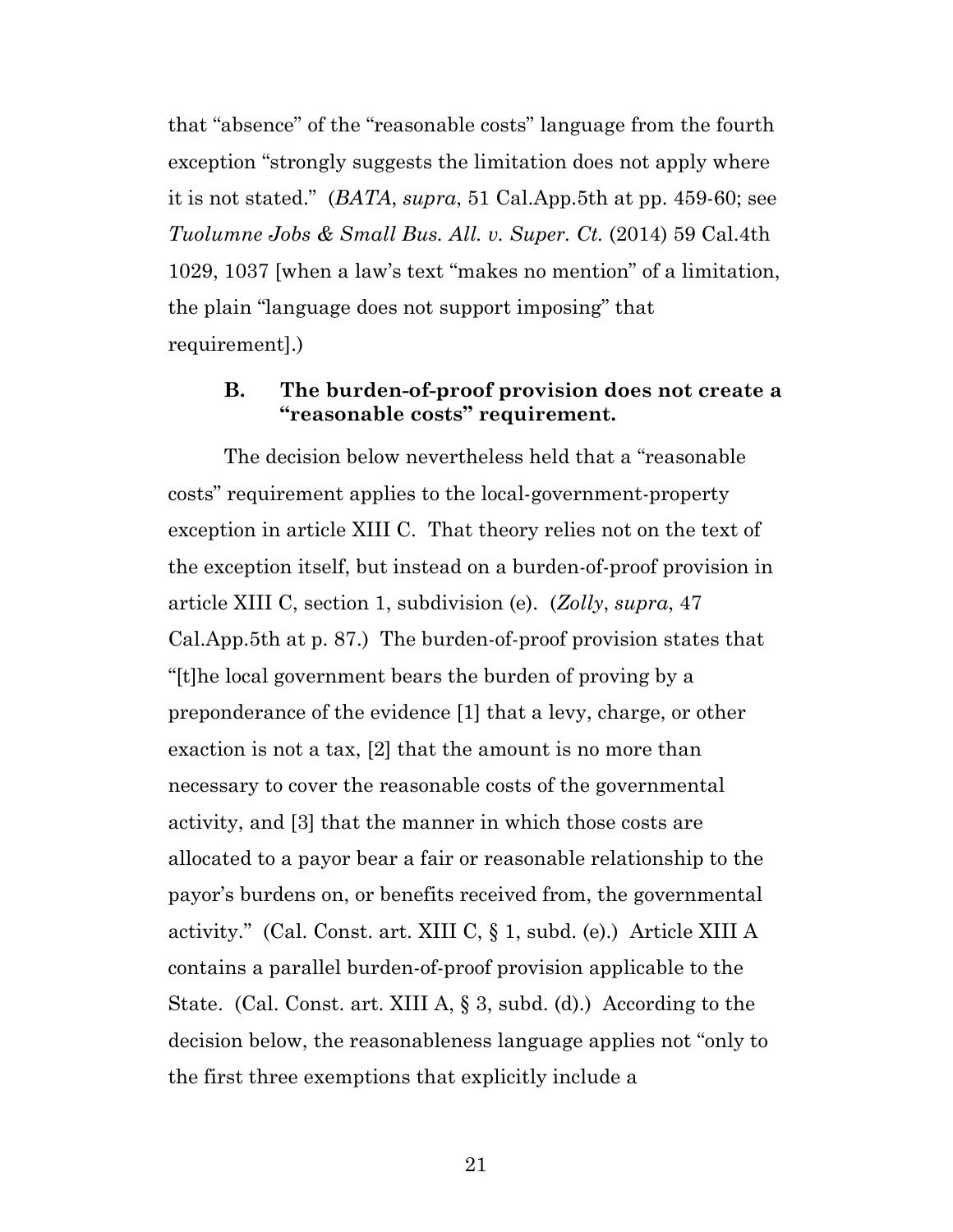that "absence" of the "reasonable costs" language from the fourth exception "strongly suggests the limitation does not apply where it is not stated." (*BATA*, *supra*, 51 Cal.App.5th at pp. 459-60; see *Tuolumne Jobs & Small Bus. All. v. Super. Ct.* (2014) 59 Cal.4th 1029, 1037 [when a law's text "makes no mention" of a limitation, the plain "language does not support imposing" that requirement].)

### B. The burden-of-proof provision does not create a "reasonable costs" requirement.

The decision below nevertheless held that a "reasonable costs" requirement applies to the local-government-property exception in article XIII C. That theory relies not on the text of the exception itself, but instead on a burden-of-proof provision in article XIII C, section 1, subdivision (e). (*Zolly*, *supra*, 47 Cal.App.5th at p. 87.) The burden-of-proof provision states that "[t]he local government bears the burden of proving by a preponderance of the evidence [1] that a levy, charge, or other exaction is not a tax, [2] that the amount is no more than necessary to cover the reasonable costs of the governmental activity, and [3] that the manner in which those costs are allocated to a payor bear a fair or reasonable relationship to the payor's burdens on, or benefits received from, the governmental activity." (Cal. Const. art. XIII C, § 1, subd. (e).) Article XIII A contains a parallel burden-of-proof provision applicable to the State. (Cal. Const. art. XIII A, § 3, subd. (d).) According to the decision below, the reasonableness language applies not "only to the first three exemptions that explicitly include a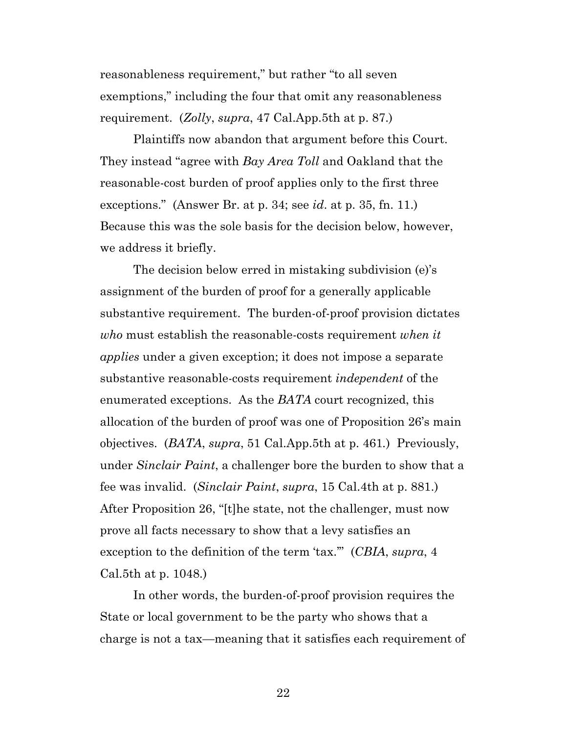reasonableness requirement," but rather "to all seven exemptions," including the four that omit any reasonableness requirement. (*Zolly*, *supra*, 47 Cal.App.5th at p. 87.)

Plaintiffs now abandon that argument before this Court. They instead "agree with *Bay Area Toll* and Oakland that the reasonable-cost burden of proof applies only to the first three exceptions." (Answer Br. at p. 34; see *id*. at p. 35, fn. 11.) Because this was the sole basis for the decision below, however, we address it briefly.

The decision below erred in mistaking subdivision (e)'s assignment of the burden of proof for a generally applicable substantive requirement. The burden-of-proof provision dictates *who* must establish the reasonable-costs requirement *when it applies* under a given exception; it does not impose a separate substantive reasonable-costs requirement *independent* of the enumerated exceptions. As the *BATA* court recognized, this allocation of the burden of proof was one of Proposition 26's main objectives. (*BATA*, *supra*, 51 Cal.App.5th at p. 461.) Previously, under *Sinclair Paint*, a challenger bore the burden to show that a fee was invalid. (*Sinclair Paint*, *supra*, 15 Cal.4th at p. 881.) After Proposition 26, "[t]he state, not the challenger, must now prove all facts necessary to show that a levy satisfies an exception to the definition of the term 'tax.'" (*CBIA*, *supra*, 4 Cal.5th at p. 1048.)

In other words, the burden-of-proof provision requires the State or local government to be the party who shows that a charge is not a tax—meaning that it satisfies each requirement of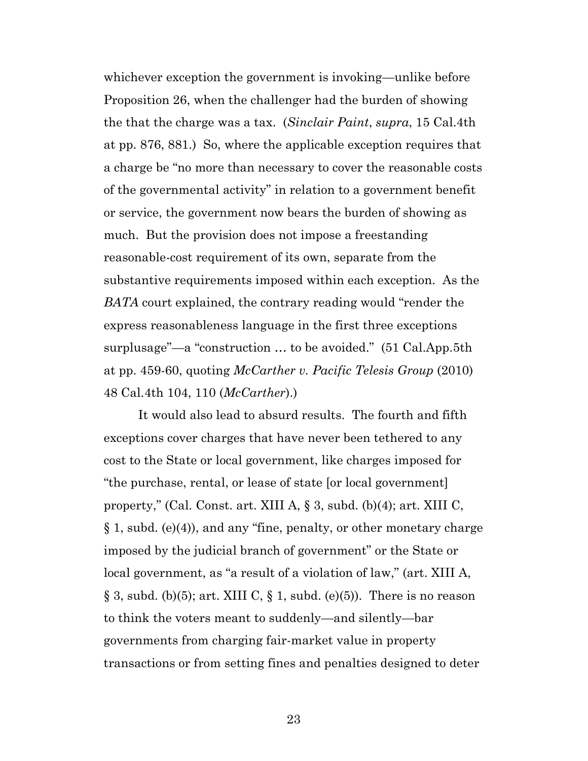whichever exception the government is invoking—unlike before Proposition 26, when the challenger had the burden of showing the that the charge was a tax. (*Sinclair Paint*, *supra*, 15 Cal.4th at pp. 876, 881.) So, where the applicable exception requires that a charge be "no more than necessary to cover the reasonable costs of the governmental activity" in relation to a government benefit or service, the government now bears the burden of showing as much. But the provision does not impose a freestanding reasonable-cost requirement of its own, separate from the substantive requirements imposed within each exception. As the *BATA* court explained, the contrary reading would "render the express reasonableness language in the first three exceptions surplusage"—a "construction … to be avoided." (51 Cal.App.5th at pp. 459-60, quoting *McCarther v. Pacific Telesis Group* (2010) 48 Cal.4th 104, 110 (*McCarther*).)

It would also lead to absurd results. The fourth and fifth exceptions cover charges that have never been tethered to any cost to the State or local government, like charges imposed for "the purchase, rental, or lease of state [or local government] property," (Cal. Const. art. XIII A, § 3, subd. (b)(4); art. XIII C, § 1, subd. (e)(4)), and any "fine, penalty, or other monetary charge imposed by the judicial branch of government" or the State or local government, as "a result of a violation of law," (art. XIII A, § 3, subd. (b)(5); art. XIII C, § 1, subd. (e)(5)). There is no reason to think the voters meant to suddenly—and silently—bar governments from charging fair-market value in property transactions or from setting fines and penalties designed to deter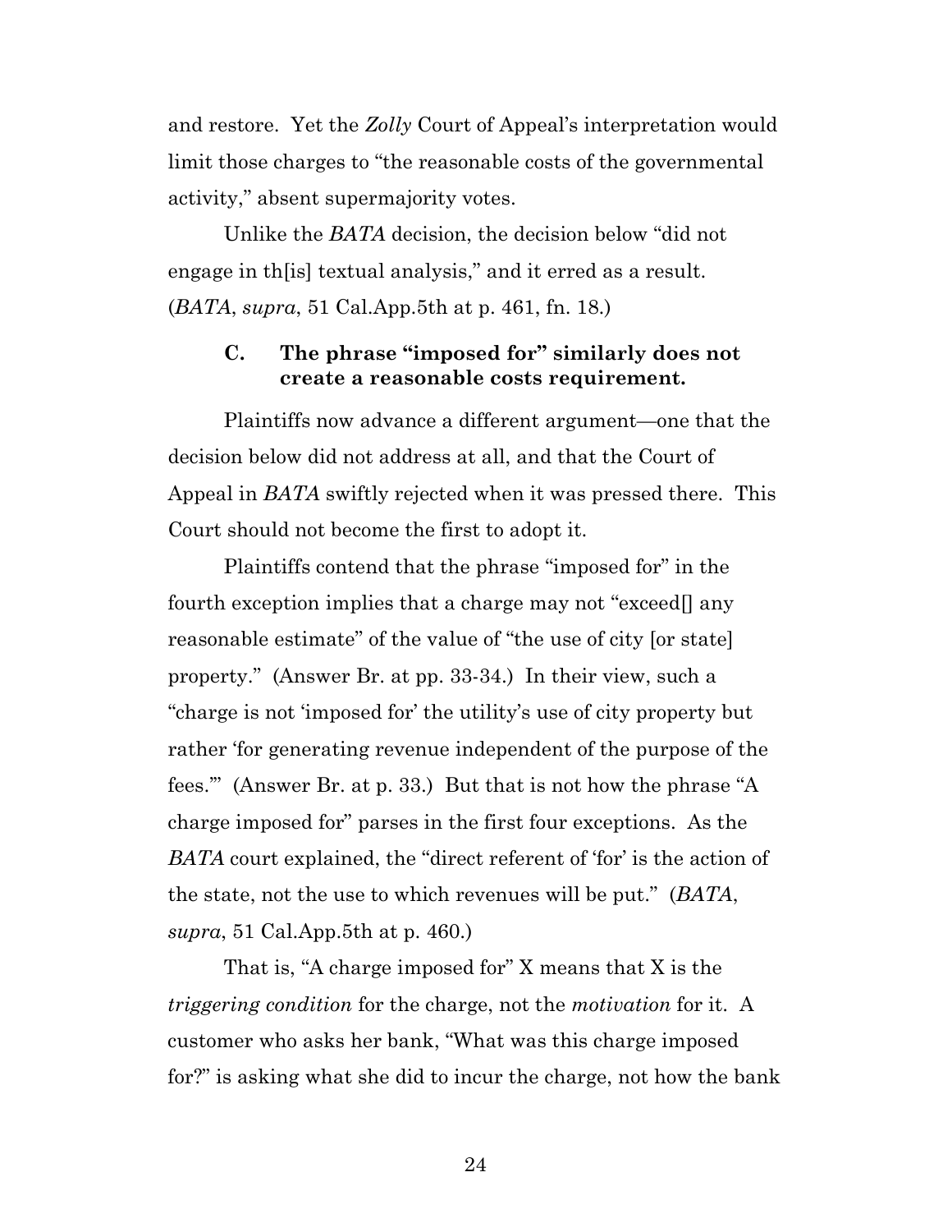and restore. Yet the *Zolly* Court of Appeal's interpretation would limit those charges to "the reasonable costs of the governmental activity," absent supermajority votes.

Unlike the *BATA* decision, the decision below "did not engage in th[is] textual analysis," and it erred as a result. (*BATA*, *supra*, 51 Cal.App.5th at p. 461, fn. 18.)

### C. The phrase "imposed for" similarly does not create a reasonable costs requirement.

Plaintiffs now advance a different argument—one that the decision below did not address at all, and that the Court of Appeal in *BATA* swiftly rejected when it was pressed there. This Court should not become the first to adopt it.

Plaintiffs contend that the phrase "imposed for" in the fourth exception implies that a charge may not "exceed[] any reasonable estimate" of the value of "the use of city [or state] property." (Answer Br. at pp. 33-34.) In their view, such a "charge is not 'imposed for' the utility's use of city property but rather 'for generating revenue independent of the purpose of the fees.'" (Answer Br. at p. 33.) But that is not how the phrase "A charge imposed for" parses in the first four exceptions. As the *BATA* court explained, the "direct referent of 'for' is the action of the state, not the use to which revenues will be put." (*BATA*, *supra*, 51 Cal.App.5th at p. 460.)

That is, "A charge imposed for" X means that X is the *triggering condition* for the charge, not the *motivation* for it. A customer who asks her bank, "What was this charge imposed for?" is asking what she did to incur the charge, not how the bank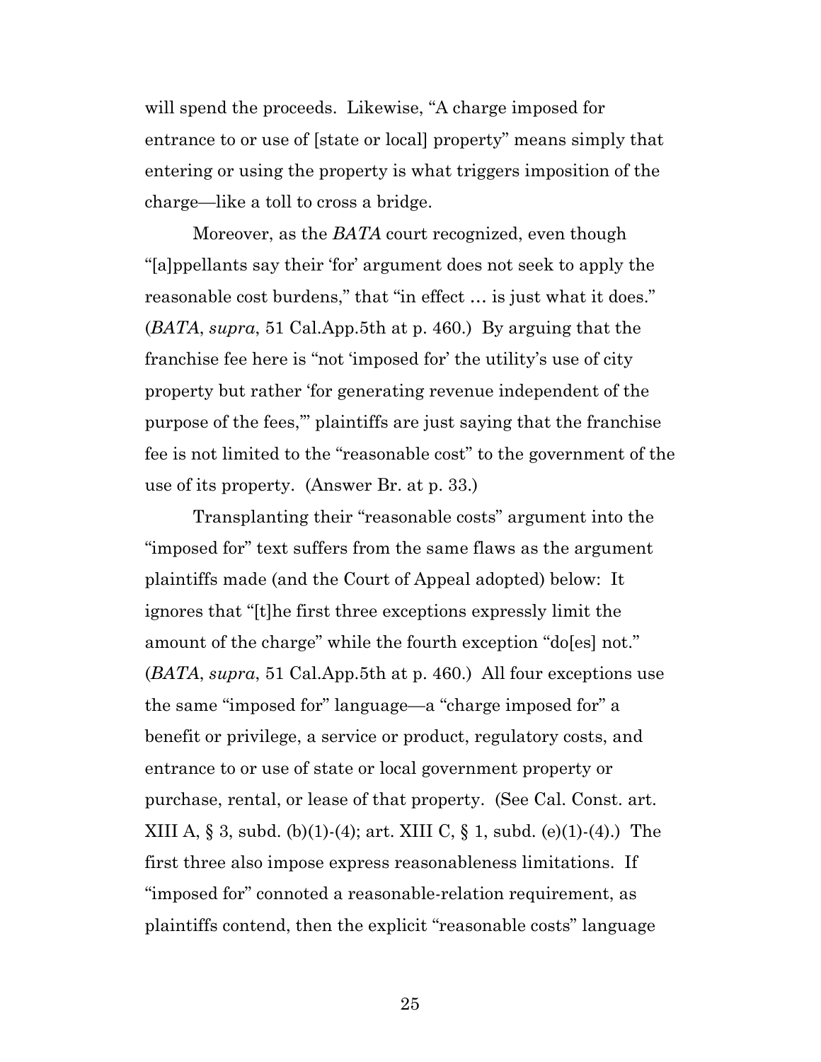will spend the proceeds. Likewise, "A charge imposed for entrance to or use of [state or local] property" means simply that entering or using the property is what triggers imposition of the charge—like a toll to cross a bridge.

Moreover, as the *BATA* court recognized, even though "[a]ppellants say their 'for' argument does not seek to apply the reasonable cost burdens," that "in effect … is just what it does." (*BATA*, *supra*, 51 Cal.App.5th at p. 460.) By arguing that the franchise fee here is "not 'imposed for' the utility's use of city property but rather 'for generating revenue independent of the purpose of the fees,'" plaintiffs are just saying that the franchise fee is not limited to the "reasonable cost" to the government of the use of its property. (Answer Br. at p. 33.)

Transplanting their "reasonable costs" argument into the "imposed for" text suffers from the same flaws as the argument plaintiffs made (and the Court of Appeal adopted) below: It ignores that "[t]he first three exceptions expressly limit the amount of the charge" while the fourth exception "do[es] not." (*BATA*, *supra*, 51 Cal.App.5th at p. 460.) All four exceptions use the same "imposed for" language—a "charge imposed for" a benefit or privilege, a service or product, regulatory costs, and entrance to or use of state or local government property or purchase, rental, or lease of that property. (See Cal. Const. art. XIII A, § 3, subd. (b)(1)-(4); art. XIII C, § 1, subd. (e)(1)-(4).) The first three also impose express reasonableness limitations. If "imposed for" connoted a reasonable-relation requirement, as plaintiffs contend, then the explicit "reasonable costs" language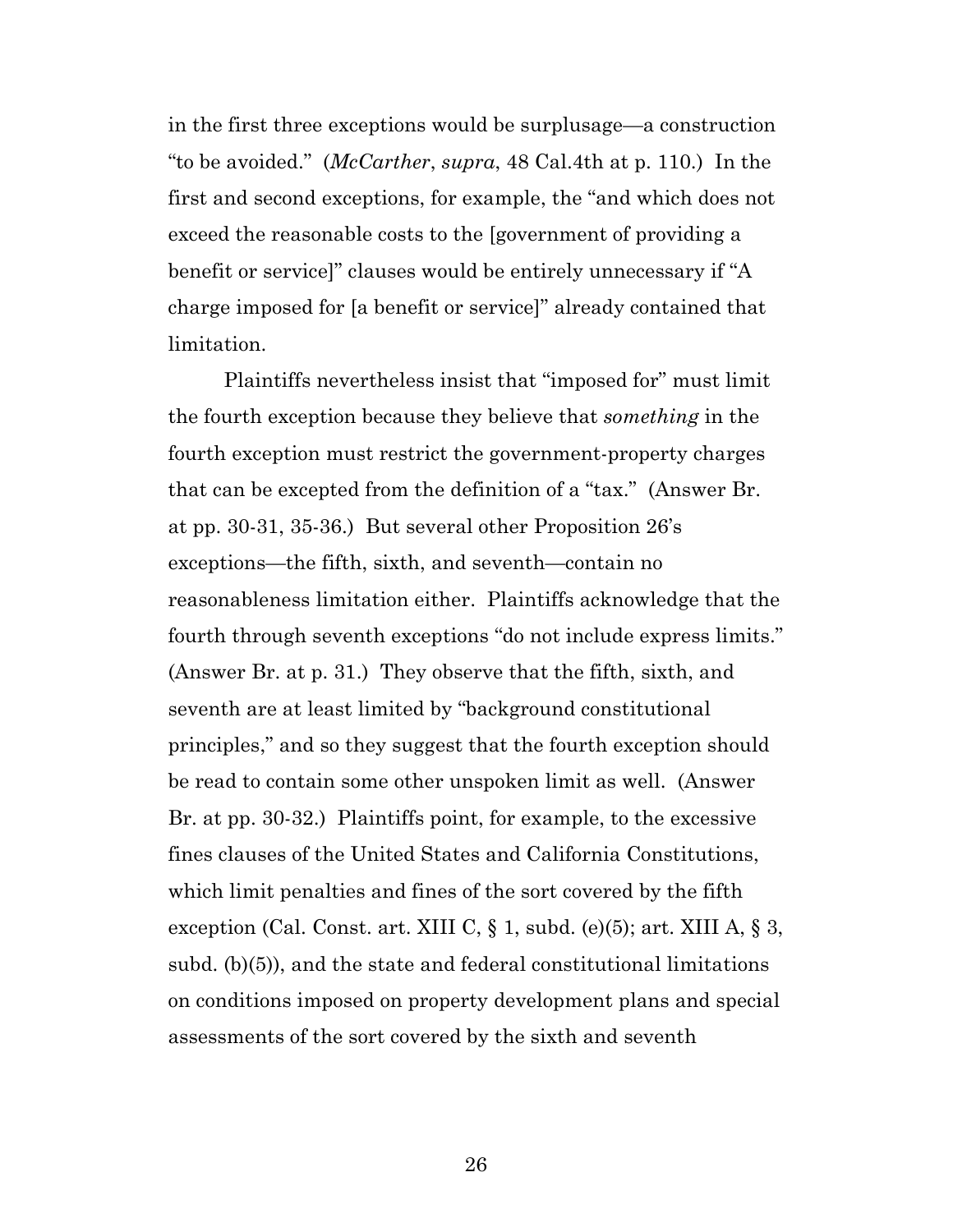in the first three exceptions would be surplusage—a construction "to be avoided." (*McCarther*, *supra*, 48 Cal.4th at p. 110.) In the first and second exceptions, for example, the "and which does not exceed the reasonable costs to the [government of providing a benefit or service]" clauses would be entirely unnecessary if "A charge imposed for [a benefit or service]" already contained that limitation.

Plaintiffs nevertheless insist that "imposed for" must limit the fourth exception because they believe that *something* in the fourth exception must restrict the government-property charges that can be excepted from the definition of a "tax." (Answer Br. at pp. 30-31, 35-36.) But several other Proposition 26's exceptions—the fifth, sixth, and seventh—contain no reasonableness limitation either. Plaintiffs acknowledge that the fourth through seventh exceptions "do not include express limits." (Answer Br. at p. 31.) They observe that the fifth, sixth, and seventh are at least limited by "background constitutional principles," and so they suggest that the fourth exception should be read to contain some other unspoken limit as well. (Answer Br. at pp. 30-32.) Plaintiffs point, for example, to the excessive fines clauses of the United States and California Constitutions, which limit penalties and fines of the sort covered by the fifth exception (Cal. Const. art. XIII C, § 1, subd. (e)(5); art. XIII A, § 3, subd. (b)(5)), and the state and federal constitutional limitations on conditions imposed on property development plans and special assessments of the sort covered by the sixth and seventh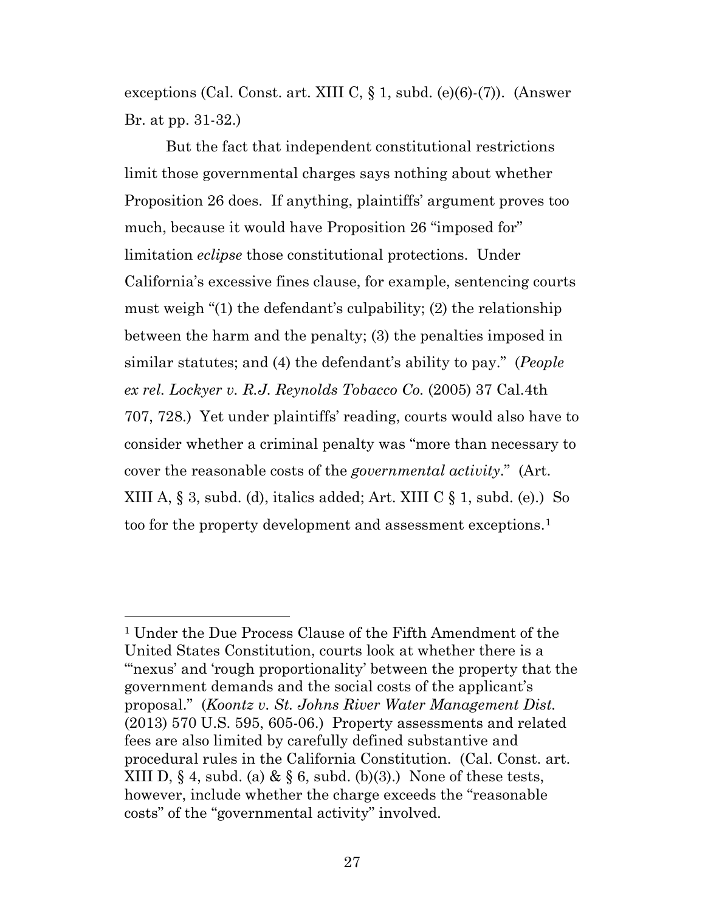exceptions (Cal. Const. art. XIII C, § 1, subd. (e)(6)-(7)). (Answer Br. at pp. 31-32.)

But the fact that independent constitutional restrictions limit those governmental charges says nothing about whether Proposition 26 does. If anything, plaintiffs' argument proves too much, because it would have Proposition 26 "imposed for" limitation *eclipse* those constitutional protections. Under California's excessive fines clause, for example, sentencing courts must weigh "(1) the defendant's culpability; (2) the relationship between the harm and the penalty; (3) the penalties imposed in similar statutes; and (4) the defendant's ability to pay." (*People ex rel. Lockyer v. R.J. Reynolds Tobacco Co.* (2005) 37 Cal.4th 707, 728.) Yet under plaintiffs' reading, courts would also have to consider whether a criminal penalty was "more than necessary to cover the reasonable costs of the *governmental activity*." (Art. XIII A, § 3, subd. (d), italics added; Art. XIII C § 1, subd. (e).) So too for the property development and assessment exceptions.[1]

---

[1] Under the Due Process Clause of the Fifth Amendment of the United States Constitution, courts look at whether there is a "'nexus' and 'rough proportionality' between the property that the government demands and the social costs of the applicant's proposal." (*Koontz v. St. Johns River Water Management Dist.* (2013) 570 U.S. 595, 605-06.) Property assessments and related fees are also limited by carefully defined substantive and procedural rules in the California Constitution. (Cal. Const. art. XIII D, § 4, subd. (a) & § 6, subd. (b)(3).) None of these tests, however, include whether the charge exceeds the "reasonable costs" of the "governmental activity" involved.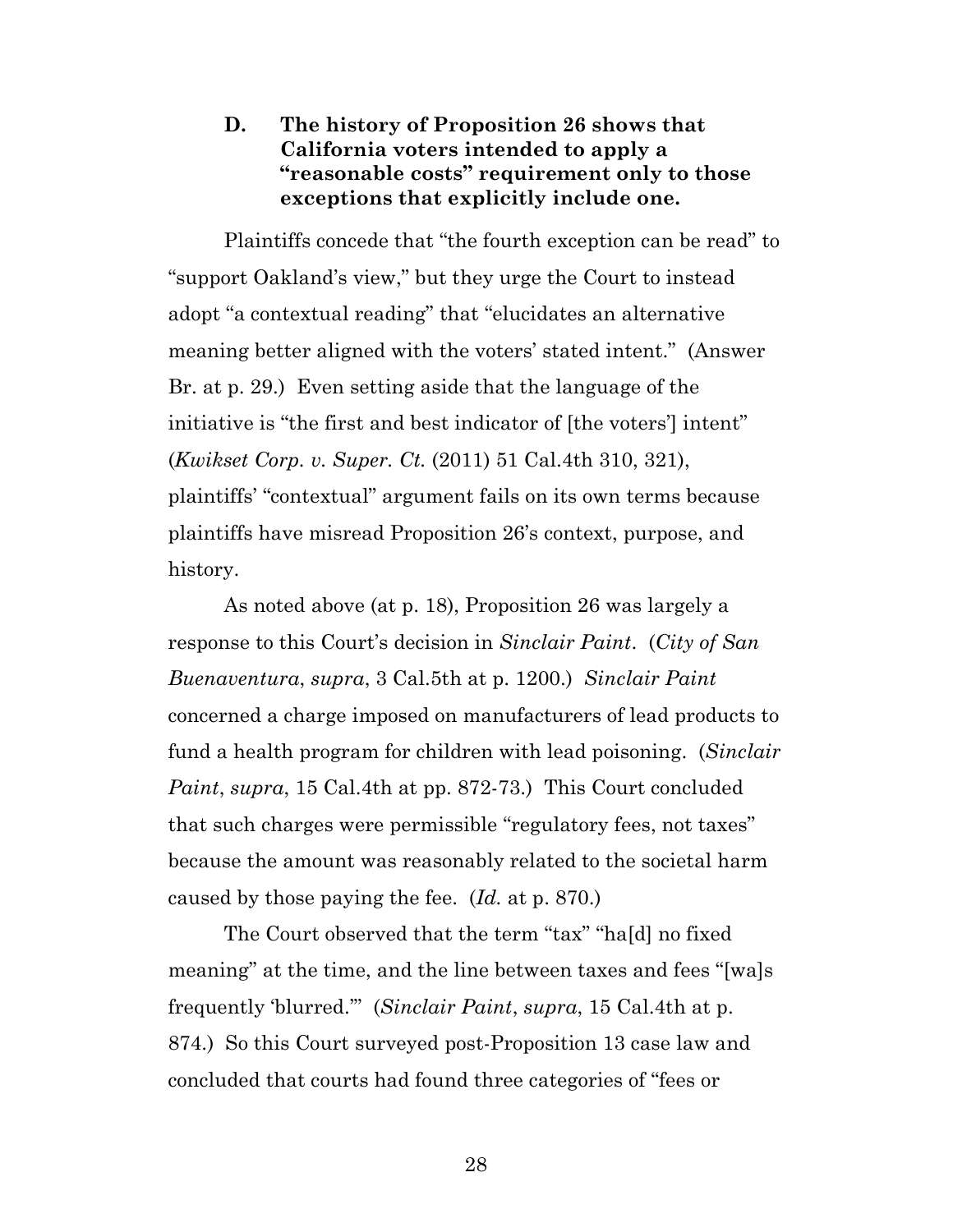### D. The history of Proposition 26 shows that California voters intended to apply a "reasonable costs" requirement only to those exceptions that explicitly include one.

Plaintiffs concede that "the fourth exception can be read" to "support Oakland's view," but they urge the Court to instead adopt "a contextual reading" that "elucidates an alternative meaning better aligned with the voters' stated intent." (Answer Br. at p. 29.) Even setting aside that the language of the initiative is "the first and best indicator of [the voters'] intent" (*Kwikset Corp. v. Super. Ct.* (2011) 51 Cal.4th 310, 321), plaintiffs' "contextual" argument fails on its own terms because plaintiffs have misread Proposition 26's context, purpose, and history.

As noted above (at p. 18), Proposition 26 was largely a response to this Court's decision in *Sinclair Paint*. (*City of San Buenaventura*, *supra*, 3 Cal.5th at p. 1200.) *Sinclair Paint* concerned a charge imposed on manufacturers of lead products to fund a health program for children with lead poisoning. (*Sinclair Paint*, *supra*, 15 Cal.4th at pp. 872-73.) This Court concluded that such charges were permissible "regulatory fees, not taxes" because the amount was reasonably related to the societal harm caused by those paying the fee. (*Id.* at p. 870.)

The Court observed that the term "tax" "ha[d] no fixed meaning" at the time, and the line between taxes and fees "[wa]s frequently 'blurred.'" (*Sinclair Paint*, *supra*, 15 Cal.4th at p. 874.) So this Court surveyed post-Proposition 13 case law and concluded that courts had found three categories of "fees or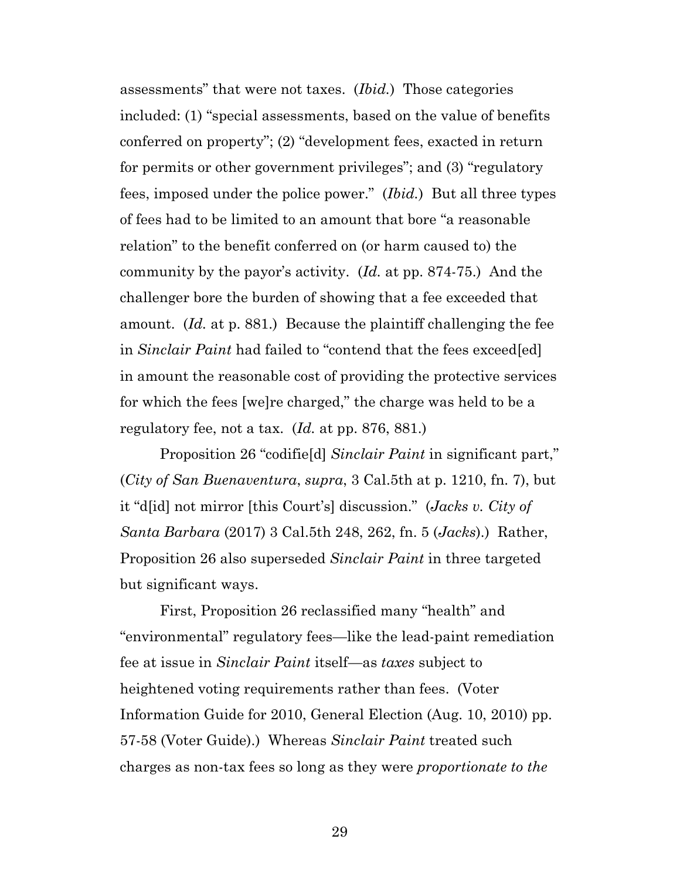assessments" that were not taxes. (*Ibid.*) Those categories included: (1) "special assessments, based on the value of benefits conferred on property"; (2) "development fees, exacted in return for permits or other government privileges"; and (3) "regulatory fees, imposed under the police power." (*Ibid.*) But all three types of fees had to be limited to an amount that bore "a reasonable relation" to the benefit conferred on (or harm caused to) the community by the payor's activity. (*Id.* at pp. 874-75.) And the challenger bore the burden of showing that a fee exceeded that amount. (*Id.* at p. 881.) Because the plaintiff challenging the fee in *Sinclair Paint* had failed to "contend that the fees exceed[ed] in amount the reasonable cost of providing the protective services for which the fees [we]re charged," the charge was held to be a regulatory fee, not a tax. (*Id.* at pp. 876, 881.)

Proposition 26 "codifie[d] *Sinclair Paint* in significant part," (*City of San Buenaventura*, *supra*, 3 Cal.5th at p. 1210, fn. 7), but it "d[id] not mirror [this Court's] discussion." (*Jacks v. City of Santa Barbara* (2017) 3 Cal.5th 248, 262, fn. 5 (*Jacks*).) Rather, Proposition 26 also superseded *Sinclair Paint* in three targeted but significant ways.

First, Proposition 26 reclassified many "health" and "environmental" regulatory fees—like the lead-paint remediation fee at issue in *Sinclair Paint* itself—as *taxes* subject to heightened voting requirements rather than fees. (Voter Information Guide for 2010, General Election (Aug. 10, 2010) pp. 57-58 (Voter Guide).) Whereas *Sinclair Paint* treated such charges as non-tax fees so long as they were *proportionate to the*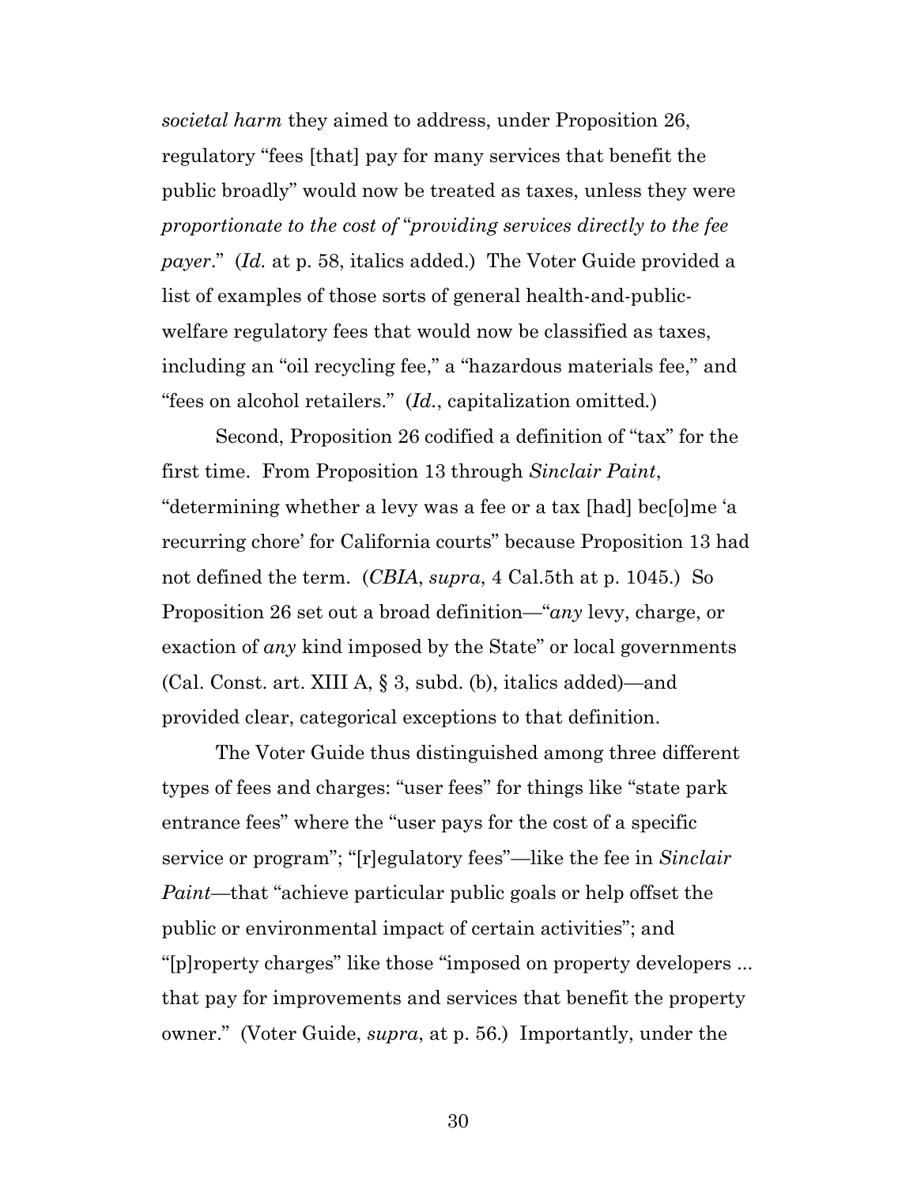*societal harm* they aimed to address, under Proposition 26, regulatory "fees [that] pay for many services that benefit the public broadly" would now be treated as taxes, unless they were *proportionate to the cost of* "*providing services directly to the fee payer*." (*Id.* at p. 58, italics added.) The Voter Guide provided a list of examples of those sorts of general health-and-public-welfare regulatory fees that would now be classified as taxes, including an "oil recycling fee," a "hazardous materials fee," and "fees on alcohol retailers." (*Id.*, capitalization omitted.)

Second, Proposition 26 codified a definition of "tax" for the first time. From Proposition 13 through *Sinclair Paint*, "determining whether a levy was a fee or a tax [had] bec[o]me 'a recurring chore' for California courts" because Proposition 13 had not defined the term. (*CBIA*, *supra*, 4 Cal.5th at p. 1045.) So Proposition 26 set out a broad definition—"*any* levy, charge, or exaction of *any* kind imposed by the State" or local governments (Cal. Const. art. XIII A, § 3, subd. (b), italics added)—and provided clear, categorical exceptions to that definition.

The Voter Guide thus distinguished among three different types of fees and charges: "user fees" for things like "state park entrance fees" where the "user pays for the cost of a specific service or program"; "[r]egulatory fees"—like the fee in *Sinclair Paint*—that "achieve particular public goals or help offset the public or environmental impact of certain activities"; and "[p]roperty charges" like those "imposed on property developers ... that pay for improvements and services that benefit the property owner." (Voter Guide, *supra*, at p. 56.) Importantly, under the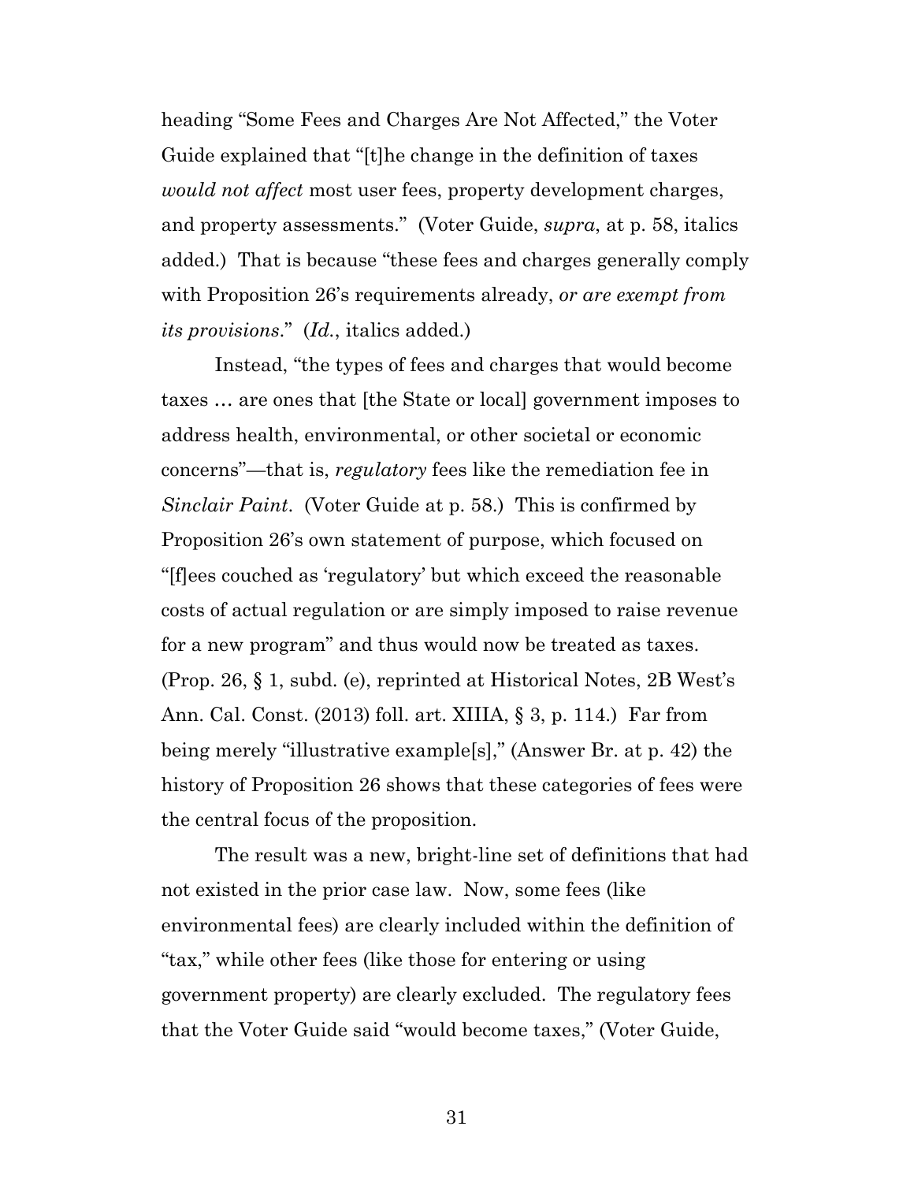heading "Some Fees and Charges Are Not Affected," the Voter Guide explained that "[t]he change in the definition of taxes *would not affect* most user fees, property development charges, and property assessments." (Voter Guide, *supra*, at p. 58, italics added.) That is because "these fees and charges generally comply with Proposition 26's requirements already, *or are exempt from its provisions*." (*Id.*, italics added.)

Instead, "the types of fees and charges that would become taxes … are ones that [the State or local] government imposes to address health, environmental, or other societal or economic concerns"—that is, *regulatory* fees like the remediation fee in *Sinclair Paint*. (Voter Guide at p. 58.) This is confirmed by Proposition 26's own statement of purpose, which focused on "[f]ees couched as 'regulatory' but which exceed the reasonable costs of actual regulation or are simply imposed to raise revenue for a new program" and thus would now be treated as taxes. (Prop. 26, § 1, subd. (e), reprinted at Historical Notes, 2B West's Ann. Cal. Const. (2013) foll. art. XIIIA, § 3, p. 114.) Far from being merely "illustrative example[s]," (Answer Br. at p. 42) the history of Proposition 26 shows that these categories of fees were the central focus of the proposition.

The result was a new, bright-line set of definitions that had not existed in the prior case law. Now, some fees (like environmental fees) are clearly included within the definition of "tax," while other fees (like those for entering or using government property) are clearly excluded. The regulatory fees that the Voter Guide said "would become taxes," (Voter Guide,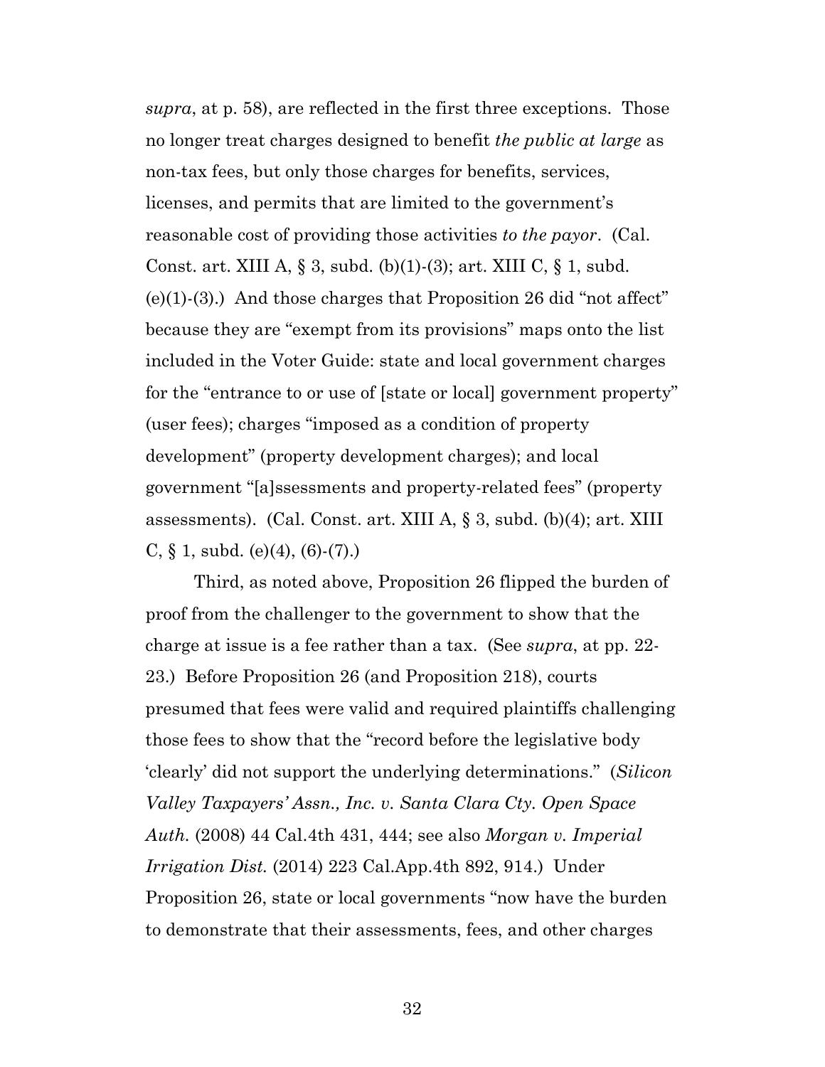*supra*, at p. 58), are reflected in the first three exceptions. Those no longer treat charges designed to benefit *the public at large* as non-tax fees, but only those charges for benefits, services, licenses, and permits that are limited to the government's reasonable cost of providing those activities *to the payor*. (Cal. Const. art. XIII A, § 3, subd. (b)(1)-(3); art. XIII C, § 1, subd. (e)(1)-(3).) And those charges that Proposition 26 did "not affect" because they are "exempt from its provisions" maps onto the list included in the Voter Guide: state and local government charges for the "entrance to or use of [state or local] government property" (user fees); charges "imposed as a condition of property development" (property development charges); and local government "[a]ssessments and property-related fees" (property assessments). (Cal. Const. art. XIII A, § 3, subd. (b)(4); art. XIII C, § 1, subd. (e)(4), (6)-(7).)

Third, as noted above, Proposition 26 flipped the burden of proof from the challenger to the government to show that the charge at issue is a fee rather than a tax. (See *supra*, at pp. 22-23.) Before Proposition 26 (and Proposition 218), courts presumed that fees were valid and required plaintiffs challenging those fees to show that the "record before the legislative body 'clearly' did not support the underlying determinations." (*Silicon Valley Taxpayers' Assn., Inc. v. Santa Clara Cty. Open Space Auth.* (2008) 44 Cal.4th 431, 444; see also *Morgan v. Imperial Irrigation Dist.* (2014) 223 Cal.App.4th 892, 914.) Under Proposition 26, state or local governments "now have the burden to demonstrate that their assessments, fees, and other charges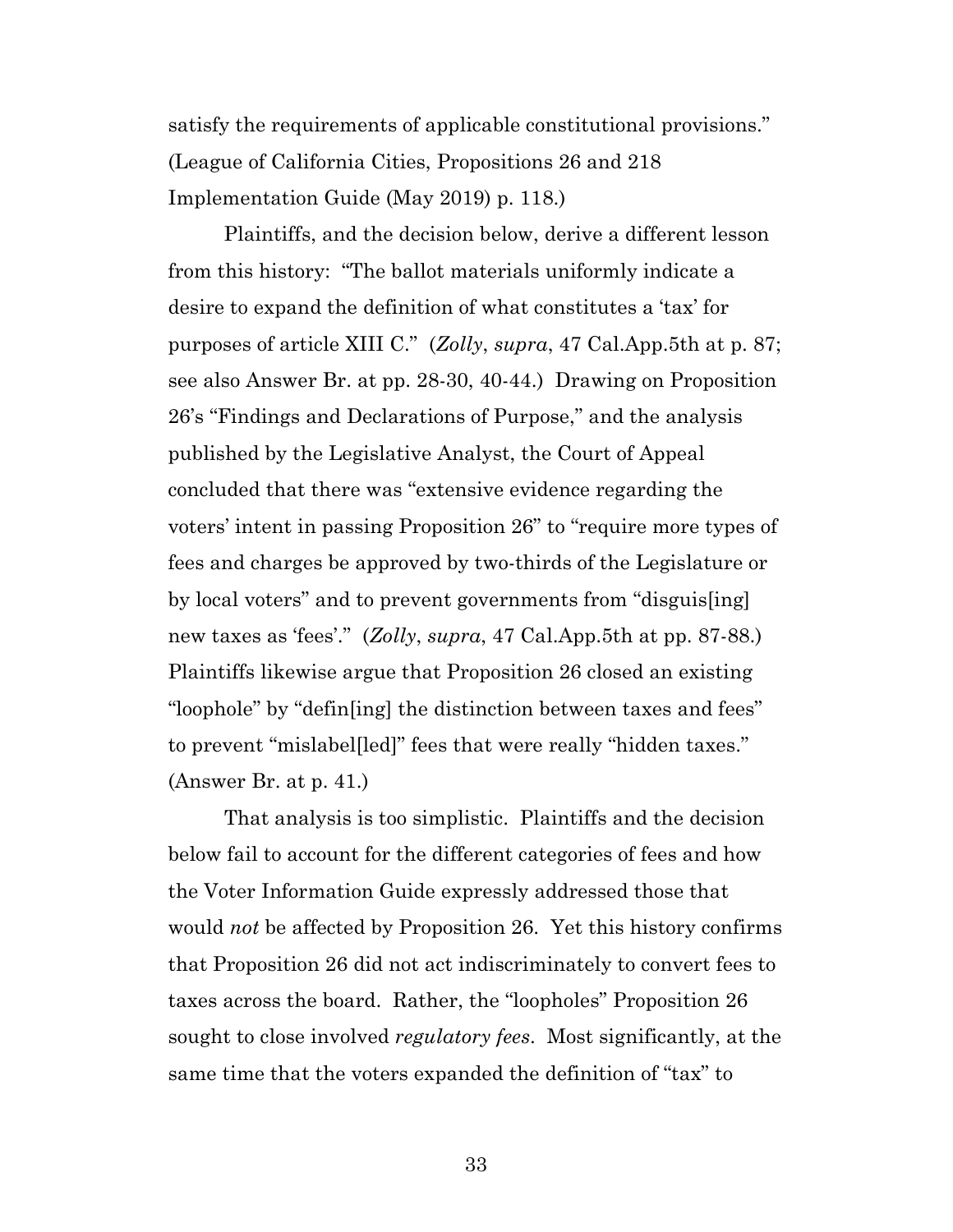satisfy the requirements of applicable constitutional provisions." (League of California Cities, Propositions 26 and 218 Implementation Guide (May 2019) p. 118.)

Plaintiffs, and the decision below, derive a different lesson from this history: "The ballot materials uniformly indicate a desire to expand the definition of what constitutes a 'tax' for purposes of article XIII C." (*Zolly*, *supra*, 47 Cal.App.5th at p. 87; see also Answer Br. at pp. 28-30, 40-44.) Drawing on Proposition 26's "Findings and Declarations of Purpose," and the analysis published by the Legislative Analyst, the Court of Appeal concluded that there was "extensive evidence regarding the voters' intent in passing Proposition 26" to "require more types of fees and charges be approved by two-thirds of the Legislature or by local voters" and to prevent governments from "disguis[ing] new taxes as 'fees'." (*Zolly*, *supra*, 47 Cal.App.5th at pp. 87-88.) Plaintiffs likewise argue that Proposition 26 closed an existing "loophole" by "defin[ing] the distinction between taxes and fees" to prevent "mislabel[led]" fees that were really "hidden taxes." (Answer Br. at p. 41.)

That analysis is too simplistic. Plaintiffs and the decision below fail to account for the different categories of fees and how the Voter Information Guide expressly addressed those that would *not* be affected by Proposition 26. Yet this history confirms that Proposition 26 did not act indiscriminately to convert fees to taxes across the board. Rather, the "loopholes" Proposition 26 sought to close involved *regulatory fees*. Most significantly, at the same time that the voters expanded the definition of "tax" to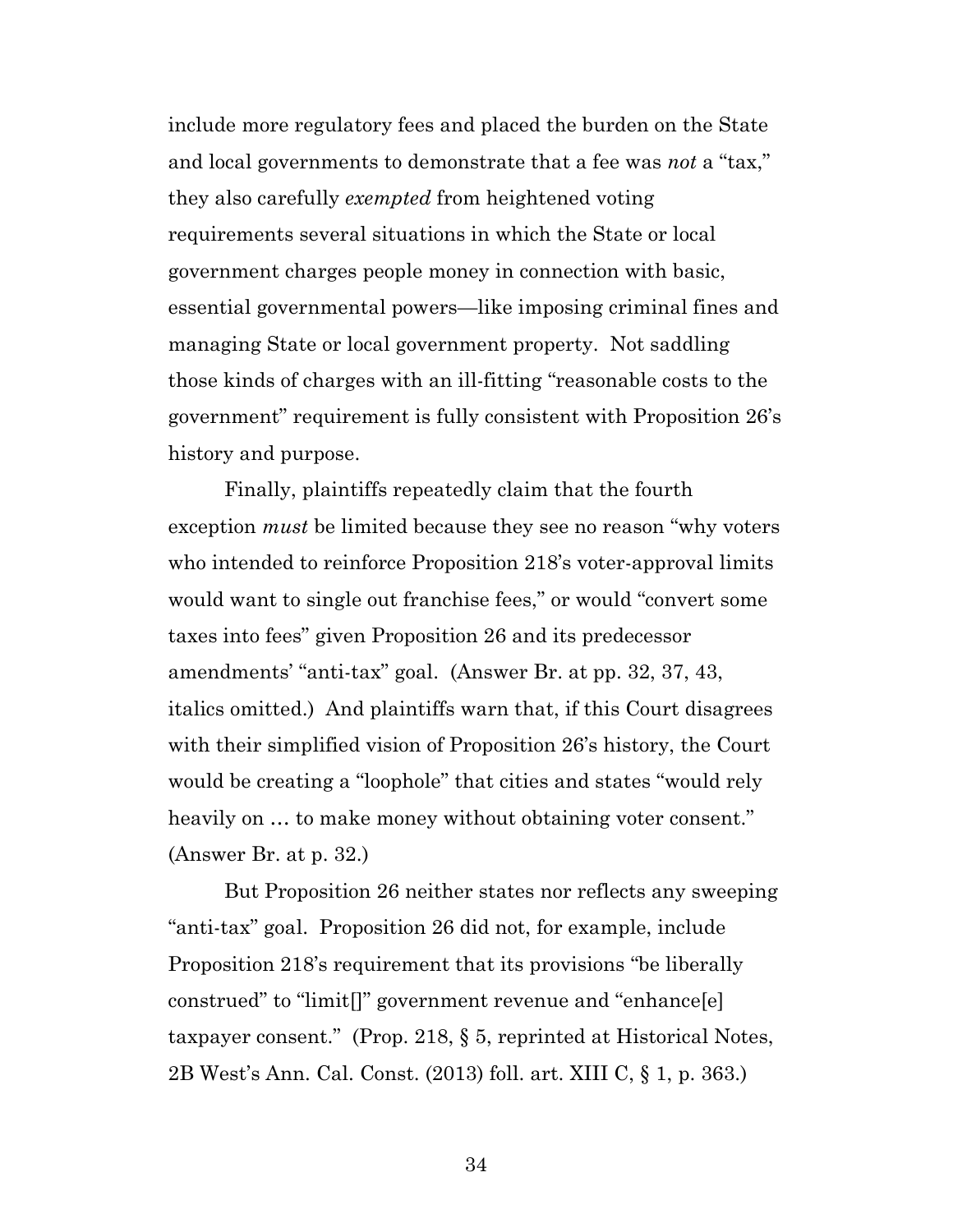include more regulatory fees and placed the burden on the State and local governments to demonstrate that a fee was *not* a "tax," they also carefully *exempted* from heightened voting requirements several situations in which the State or local government charges people money in connection with basic, essential governmental powers—like imposing criminal fines and managing State or local government property. Not saddling those kinds of charges with an ill-fitting "reasonable costs to the government" requirement is fully consistent with Proposition 26's history and purpose.

Finally, plaintiffs repeatedly claim that the fourth exception *must* be limited because they see no reason "why voters who intended to reinforce Proposition 218's voter-approval limits would want to single out franchise fees," or would "convert some taxes into fees" given Proposition 26 and its predecessor amendments' "anti-tax" goal. (Answer Br. at pp. 32, 37, 43, italics omitted.) And plaintiffs warn that, if this Court disagrees with their simplified vision of Proposition 26's history, the Court would be creating a "loophole" that cities and states "would rely heavily on … to make money without obtaining voter consent." (Answer Br. at p. 32.)

But Proposition 26 neither states nor reflects any sweeping "anti-tax" goal. Proposition 26 did not, for example, include Proposition 218's requirement that its provisions "be liberally construed" to "limit[]" government revenue and "enhance[e] taxpayer consent." (Prop. 218, § 5, reprinted at Historical Notes, 2B West's Ann. Cal. Const. (2013) foll. art. XIII C, § 1, p. 363.)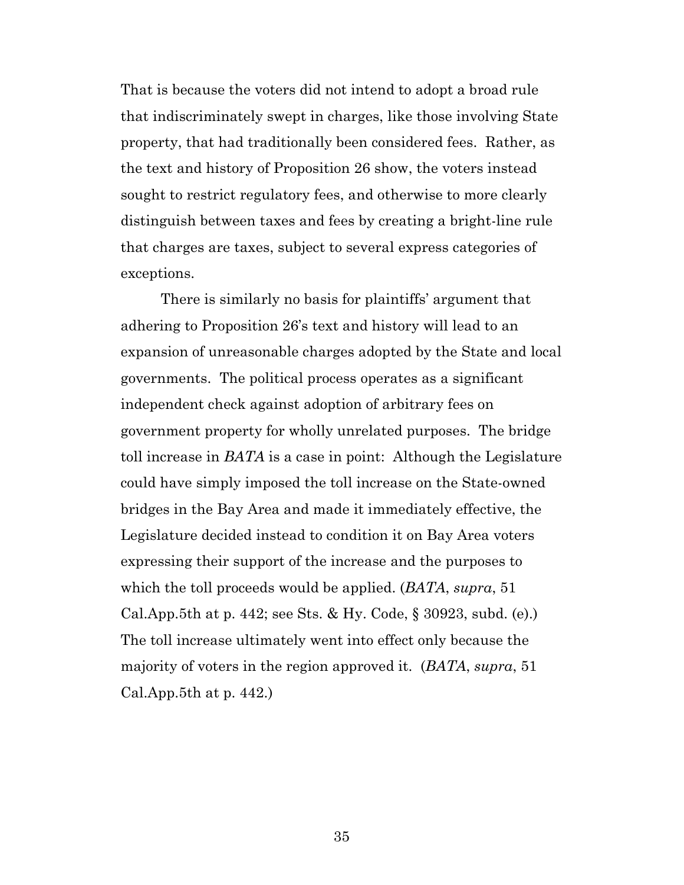That is because the voters did not intend to adopt a broad rule that indiscriminately swept in charges, like those involving State property, that had traditionally been considered fees. Rather, as the text and history of Proposition 26 show, the voters instead sought to restrict regulatory fees, and otherwise to more clearly distinguish between taxes and fees by creating a bright-line rule that charges are taxes, subject to several express categories of exceptions.

There is similarly no basis for plaintiffs' argument that adhering to Proposition 26's text and history will lead to an expansion of unreasonable charges adopted by the State and local governments. The political process operates as a significant independent check against adoption of arbitrary fees on government property for wholly unrelated purposes. The bridge toll increase in *BATA* is a case in point: Although the Legislature could have simply imposed the toll increase on the State-owned bridges in the Bay Area and made it immediately effective, the Legislature decided instead to condition it on Bay Area voters expressing their support of the increase and the purposes to which the toll proceeds would be applied. (*BATA*, *supra*, 51 Cal.App.5th at p. 442; see Sts. & Hy. Code, § 30923, subd. (e).) The toll increase ultimately went into effect only because the majority of voters in the region approved it. (*BATA*, *supra*, 51 Cal.App.5th at p. 442.)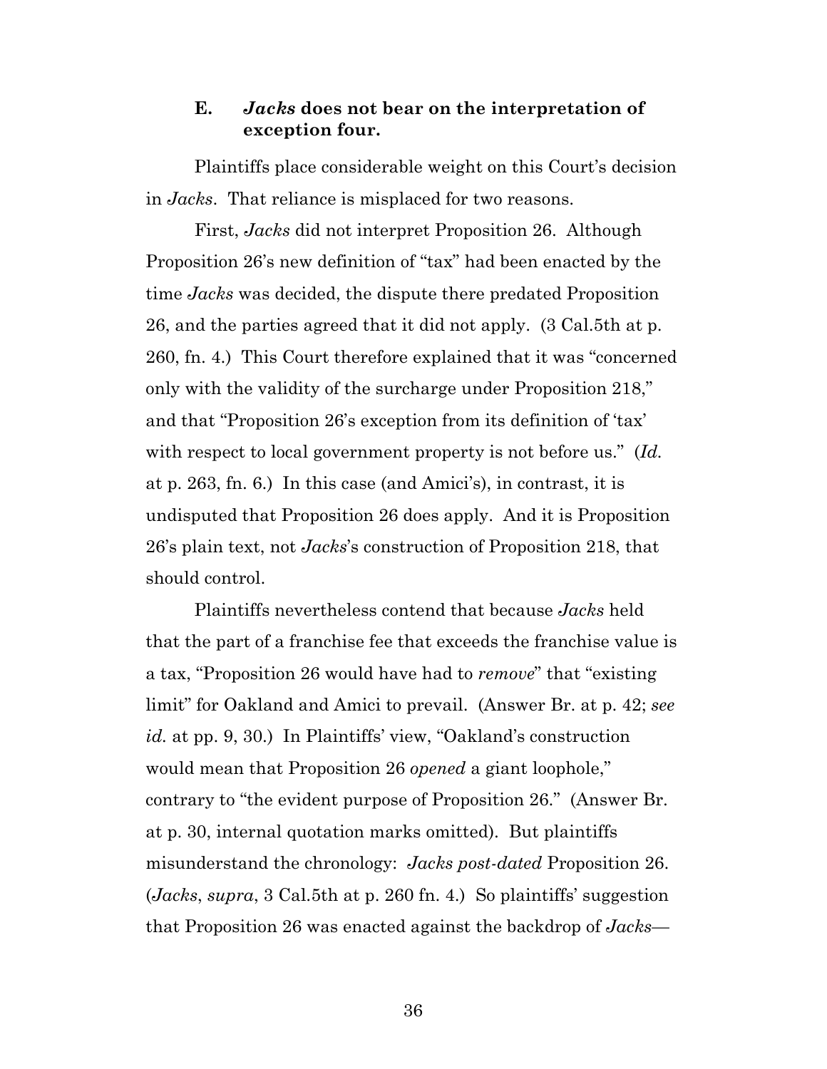### E. *Jacks* does not bear on the interpretation of exception four.

Plaintiffs place considerable weight on this Court's decision in *Jacks*. That reliance is misplaced for two reasons.

First, *Jacks* did not interpret Proposition 26. Although Proposition 26's new definition of "tax" had been enacted by the time *Jacks* was decided, the dispute there predated Proposition 26, and the parties agreed that it did not apply. (3 Cal.5th at p. 260, fn. 4.) This Court therefore explained that it was "concerned only with the validity of the surcharge under Proposition 218," and that "Proposition 26's exception from its definition of 'tax' with respect to local government property is not before us." (*Id.* at p. 263, fn. 6.) In this case (and Amici's), in contrast, it is undisputed that Proposition 26 does apply. And it is Proposition 26's plain text, not *Jacks*'s construction of Proposition 218, that should control.

Plaintiffs nevertheless contend that because *Jacks* held that the part of a franchise fee that exceeds the franchise value is a tax, "Proposition 26 would have had to *remove*" that "existing limit" for Oakland and Amici to prevail. (Answer Br. at p. 42; *see id.* at pp. 9, 30.) In Plaintiffs' view, "Oakland's construction would mean that Proposition 26 *opened* a giant loophole," contrary to "the evident purpose of Proposition 26." (Answer Br. at p. 30, internal quotation marks omitted). But plaintiffs misunderstand the chronology: *Jacks post-dated* Proposition 26. (*Jacks*, *supra*, 3 Cal.5th at p. 260 fn. 4.) So plaintiffs' suggestion that Proposition 26 was enacted against the backdrop of *Jacks*—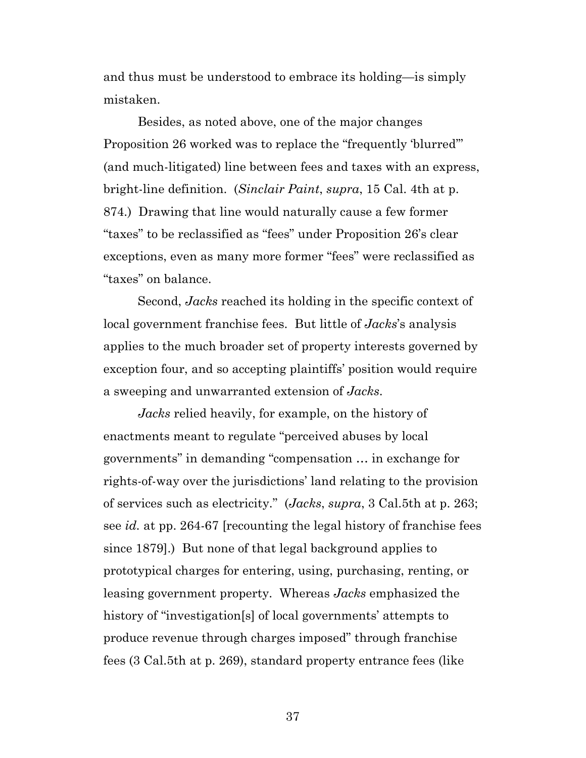and thus must be understood to embrace its holding—is simply mistaken.

Besides, as noted above, one of the major changes Proposition 26 worked was to replace the "frequently 'blurred'" (and much-litigated) line between fees and taxes with an express, bright-line definition. (*Sinclair Paint*, *supra*, 15 Cal. 4th at p. 874.) Drawing that line would naturally cause a few former "taxes" to be reclassified as "fees" under Proposition 26's clear exceptions, even as many more former "fees" were reclassified as "taxes" on balance.

Second, *Jacks* reached its holding in the specific context of local government franchise fees. But little of *Jacks*'s analysis applies to the much broader set of property interests governed by exception four, and so accepting plaintiffs' position would require a sweeping and unwarranted extension of *Jacks*.

*Jacks* relied heavily, for example, on the history of enactments meant to regulate "perceived abuses by local governments" in demanding "compensation … in exchange for rights-of-way over the jurisdictions' land relating to the provision of services such as electricity." (*Jacks*, *supra*, 3 Cal.5th at p. 263; see *id.* at pp. 264-67 [recounting the legal history of franchise fees since 1879].) But none of that legal background applies to prototypical charges for entering, using, purchasing, renting, or leasing government property. Whereas *Jacks* emphasized the history of "investigation[s] of local governments' attempts to produce revenue through charges imposed" through franchise fees (3 Cal.5th at p. 269), standard property entrance fees (like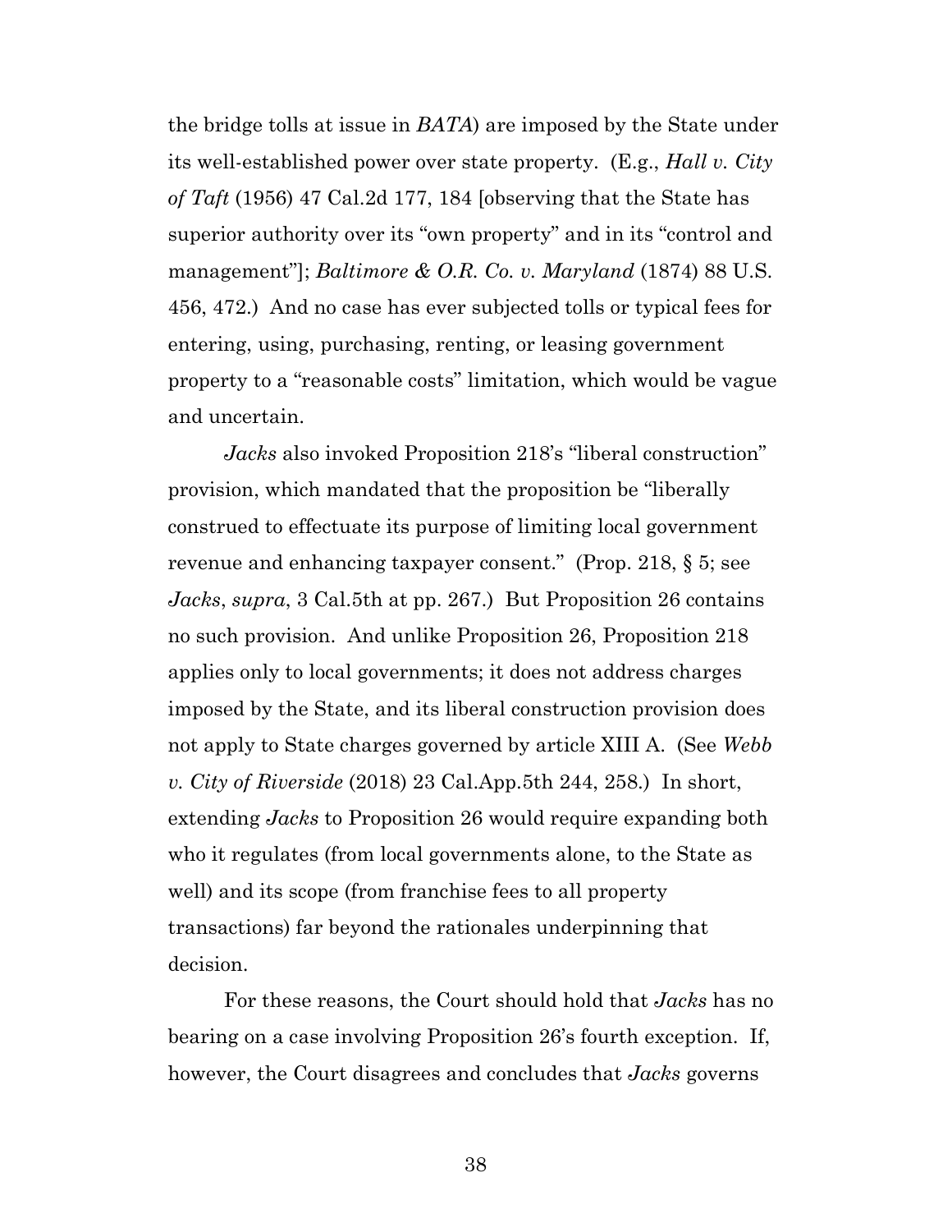the bridge tolls at issue in *BATA*) are imposed by the State under its well-established power over state property. (E.g., *Hall v. City of Taft* (1956) 47 Cal.2d 177, 184 [observing that the State has superior authority over its "own property" and in its "control and management"]; *Baltimore & O.R. Co. v. Maryland* (1874) 88 U.S. 456, 472.) And no case has ever subjected tolls or typical fees for entering, using, purchasing, renting, or leasing government property to a "reasonable costs" limitation, which would be vague and uncertain.

*Jacks* also invoked Proposition 218's "liberal construction" provision, which mandated that the proposition be "liberally construed to effectuate its purpose of limiting local government revenue and enhancing taxpayer consent." (Prop. 218, § 5; see *Jacks*, *supra*, 3 Cal.5th at pp. 267.) But Proposition 26 contains no such provision. And unlike Proposition 26, Proposition 218 applies only to local governments; it does not address charges imposed by the State, and its liberal construction provision does not apply to State charges governed by article XIII A. (See *Webb v. City of Riverside* (2018) 23 Cal.App.5th 244, 258.) In short, extending *Jacks* to Proposition 26 would require expanding both who it regulates (from local governments alone, to the State as well) and its scope (from franchise fees to all property transactions) far beyond the rationales underpinning that decision.

For these reasons, the Court should hold that *Jacks* has no bearing on a case involving Proposition 26's fourth exception. If, however, the Court disagrees and concludes that *Jacks* governs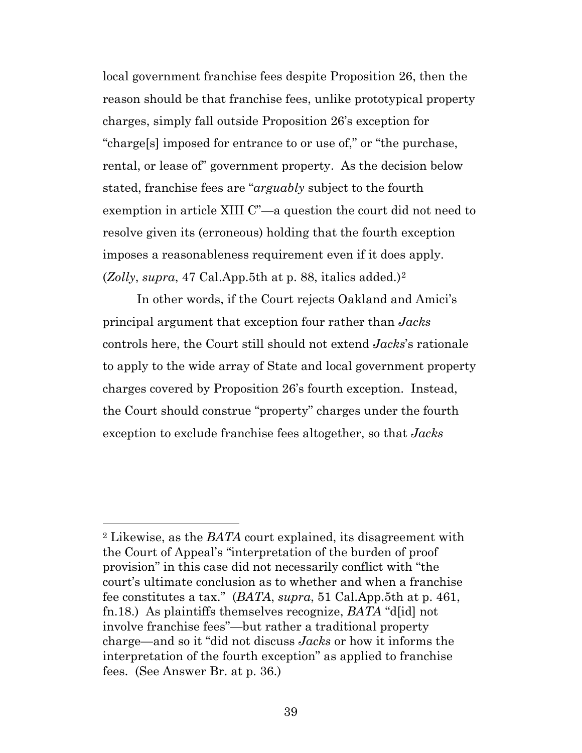local government franchise fees despite Proposition 26, then the reason should be that franchise fees, unlike prototypical property charges, simply fall outside Proposition 26's exception for "charge[s] imposed for entrance to or use of," or "the purchase, rental, or lease of" government property. As the decision below stated, franchise fees are "*arguably* subject to the fourth exemption in article XIII C"—a question the court did not need to resolve given its (erroneous) holding that the fourth exception imposes a reasonableness requirement even if it does apply. (*Zolly*, *supra*, 47 Cal.App.5th at p. 88, italics added.)[2]

In other words, if the Court rejects Oakland and Amici's principal argument that exception four rather than *Jacks* controls here, the Court still should not extend *Jacks*'s rationale to apply to the wide array of State and local government property charges covered by Proposition 26's fourth exception. Instead, the Court should construe "property" charges under the fourth exception to exclude franchise fees altogether, so that *Jacks*

---

[2] Likewise, as the *BATA* court explained, its disagreement with the Court of Appeal's "interpretation of the burden of proof provision" in this case did not necessarily conflict with "the court's ultimate conclusion as to whether and when a franchise fee constitutes a tax." (*BATA*, *supra*, 51 Cal.App.5th at p. 461, fn.18.) As plaintiffs themselves recognize, *BATA* "d[id] not involve franchise fees"—but rather a traditional property charge—and so it "did not discuss *Jacks* or how it informs the interpretation of the fourth exception" as applied to franchise fees. (See Answer Br. at p. 36.)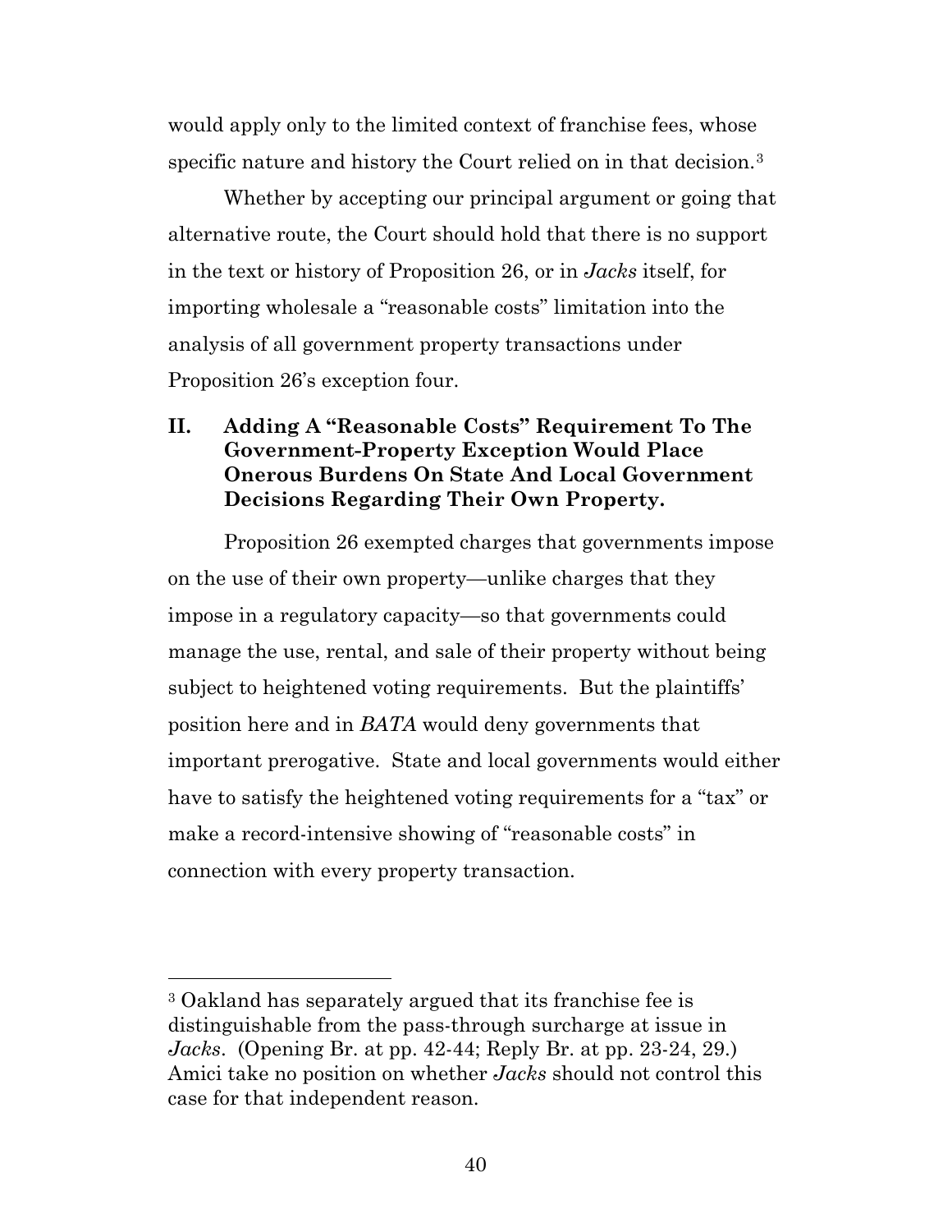would apply only to the limited context of franchise fees, whose specific nature and history the Court relied on in that decision.[3]

Whether by accepting our principal argument or going that alternative route, the Court should hold that there is no support in the text or history of Proposition 26, or in *Jacks* itself, for importing wholesale a "reasonable costs" limitation into the analysis of all government property transactions under Proposition 26's exception four.

## II. Adding A "Reasonable Costs" Requirement To The Government-Property Exception Would Place Onerous Burdens On State And Local Government Decisions Regarding Their Own Property.

Proposition 26 exempted charges that governments impose on the use of their own property—unlike charges that they impose in a regulatory capacity—so that governments could manage the use, rental, and sale of their property without being subject to heightened voting requirements. But the plaintiffs' position here and in *BATA* would deny governments that important prerogative. State and local governments would either have to satisfy the heightened voting requirements for a "tax" or make a record-intensive showing of "reasonable costs" in connection with every property transaction.

---

[3] Oakland has separately argued that its franchise fee is distinguishable from the pass-through surcharge at issue in *Jacks*. (Opening Br. at pp. 42-44; Reply Br. at pp. 23-24, 29.) Amici take no position on whether *Jacks* should not control this case for that independent reason.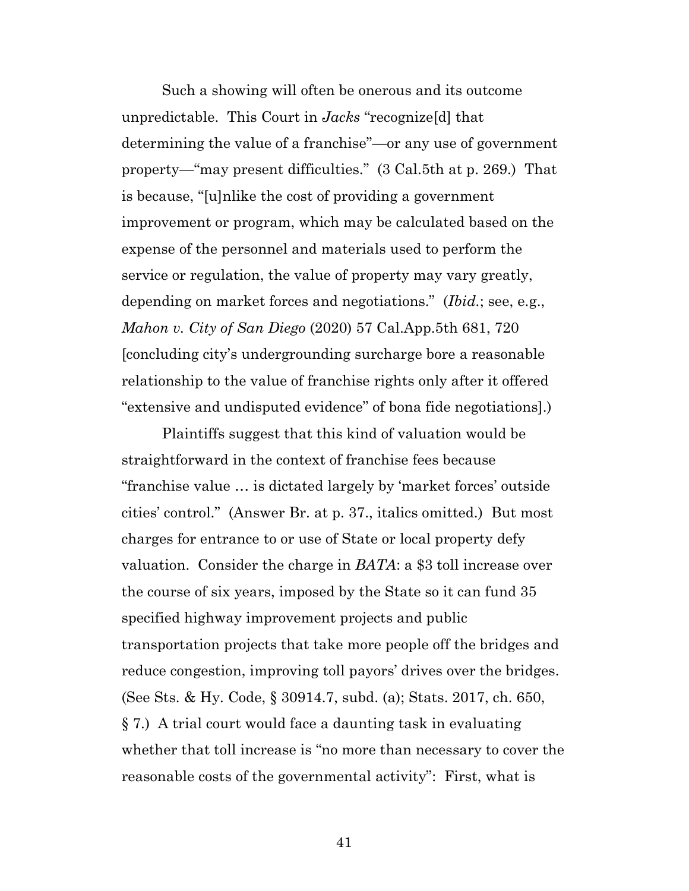Such a showing will often be onerous and its outcome unpredictable. This Court in *Jacks* "recognize[d] that determining the value of a franchise"—or any use of government property—"may present difficulties." (3 Cal.5th at p. 269.) That is because, "[u]nlike the cost of providing a government improvement or program, which may be calculated based on the expense of the personnel and materials used to perform the service or regulation, the value of property may vary greatly, depending on market forces and negotiations." (*Ibid.*; see, e.g., *Mahon v. City of San Diego* (2020) 57 Cal.App.5th 681, 720 [concluding city's undergrounding surcharge bore a reasonable relationship to the value of franchise rights only after it offered "extensive and undisputed evidence" of bona fide negotiations].)

Plaintiffs suggest that this kind of valuation would be straightforward in the context of franchise fees because "franchise value … is dictated largely by 'market forces' outside cities' control." (Answer Br. at p. 37., italics omitted.) But most charges for entrance to or use of State or local property defy valuation. Consider the charge in *BATA*: a $3 toll increase over the course of six years, imposed by the State so it can fund 35 specified highway improvement projects and public transportation projects that take more people off the bridges and reduce congestion, improving toll payors' drives over the bridges. (See Sts. & Hy. Code, § 30914.7, subd. (a); Stats. 2017, ch. 650, § 7.) A trial court would face a daunting task in evaluating whether that toll increase is "no more than necessary to cover the reasonable costs of the governmental activity": First, what is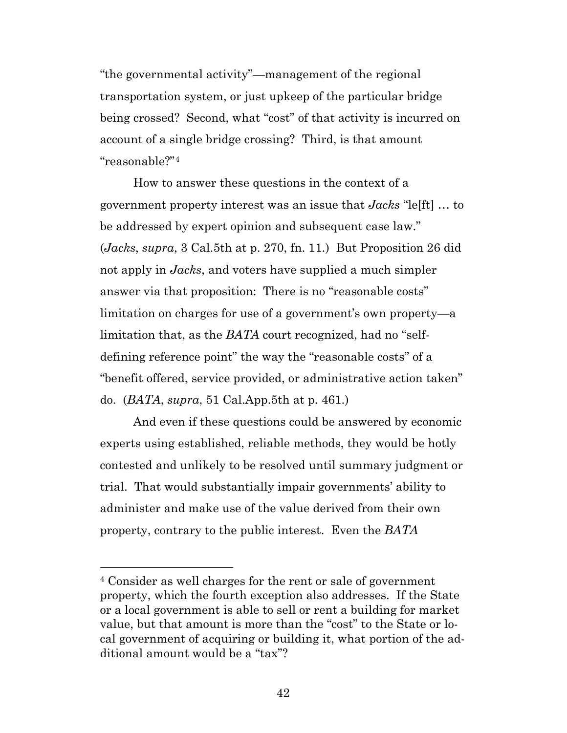"the governmental activity"—management of the regional transportation system, or just upkeep of the particular bridge being crossed? Second, what "cost" of that activity is incurred on account of a single bridge crossing? Third, is that amount "reasonable?"[4]

How to answer these questions in the context of a government property interest was an issue that *Jacks* "le[ft] … to be addressed by expert opinion and subsequent case law." (*Jacks*, *supra*, 3 Cal.5th at p. 270, fn. 11.) But Proposition 26 did not apply in *Jacks*, and voters have supplied a much simpler answer via that proposition: There is no "reasonable costs" limitation on charges for use of a government's own property—a limitation that, as the *BATA* court recognized, had no "self-defining reference point" the way the "reasonable costs" of a "benefit offered, service provided, or administrative action taken" do. (*BATA*, *supra*, 51 Cal.App.5th at p. 461.)

And even if these questions could be answered by economic experts using established, reliable methods, they would be hotly contested and unlikely to be resolved until summary judgment or trial. That would substantially impair governments' ability to administer and make use of the value derived from their own property, contrary to the public interest. Even the *BATA*

---

[4] Consider as well charges for the rent or sale of government property, which the fourth exception also addresses. If the State or a local government is able to sell or rent a building for market value, but that amount is more than the "cost" to the State or local government of acquiring or building it, what portion of the additional amount would be a "tax"?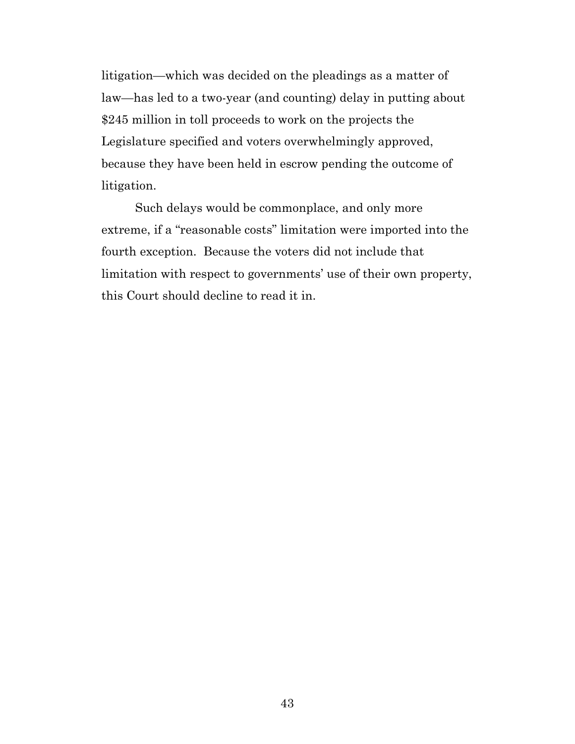litigation—which was decided on the pleadings as a matter of law—has led to a two-year (and counting) delay in putting about $245 million in toll proceeds to work on the projects the Legislature specified and voters overwhelmingly approved, because they have been held in escrow pending the outcome of litigation.

Such delays would be commonplace, and only more extreme, if a "reasonable costs" limitation were imported into the fourth exception. Because the voters did not include that limitation with respect to governments' use of their own property, this Court should decline to read it in.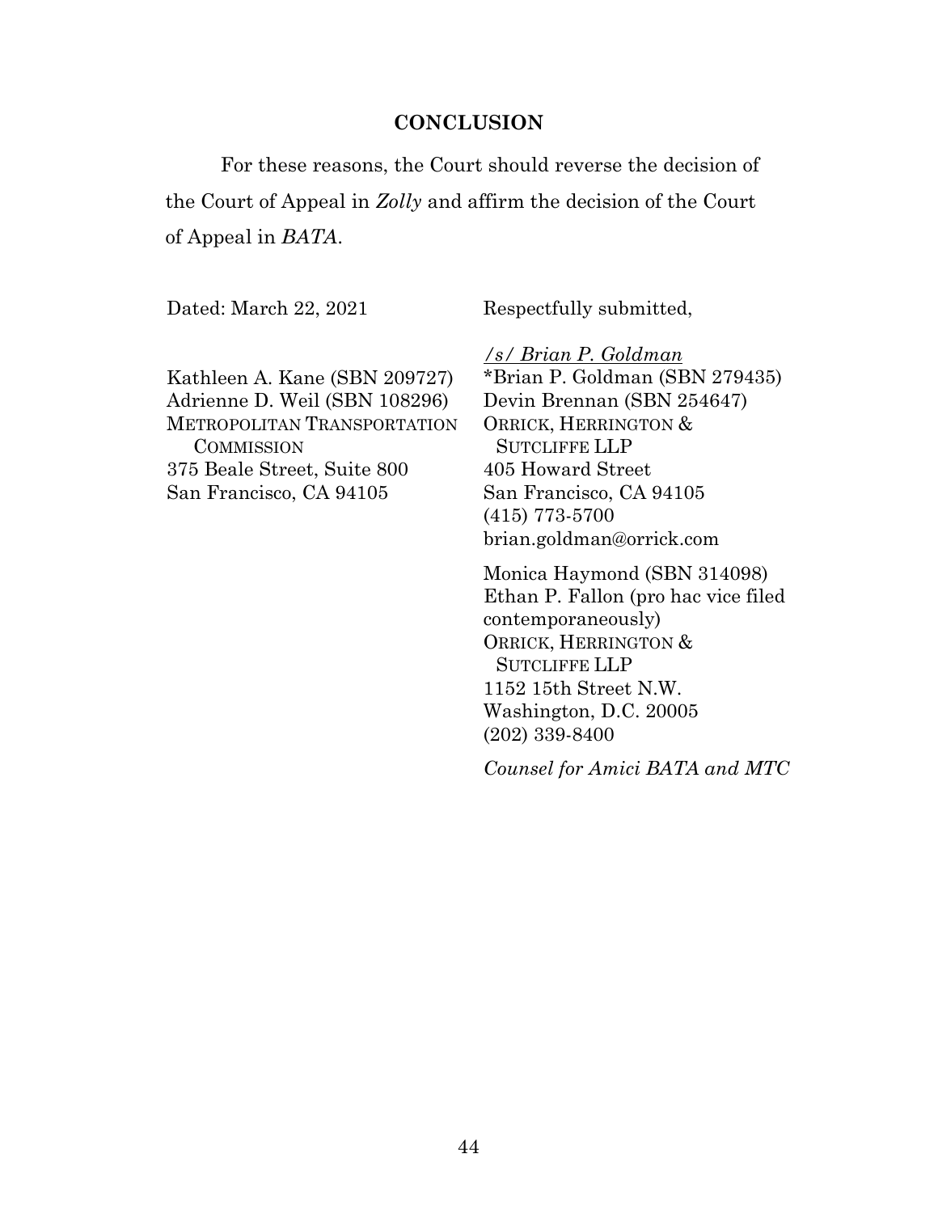## CONCLUSION

For these reasons, the Court should reverse the decision of the Court of Appeal in *Zolly* and affirm the decision of the Court of Appeal in *BATA*.

Dated: March 22, 2021

Respectfully submitted,

*/s/ Brian P. Goldman*
*Brian P. Goldman (SBN 279435)
Devin Brennan (SBN 254647)
ORRICK, HERRINGTON & SUTCLIFFE LLP
405 Howard Street
San Francisco, CA 94105
(415) 773-5700
brian.goldman@orrick.com

Monica Haymond (SBN 314098)
Ethan P. Fallon (pro hac vice filed contemporaneously)
ORRICK, HERRINGTON & SUTCLIFFE LLP
1152 15th Street N.W.
Washington, D.C. 20005
(202) 339-8400

Kathleen A. Kane (SBN 209727)
Adrienne D. Weil (SBN 108296)
METROPOLITAN TRANSPORTATION COMMISSION
375 Beale Street, Suite 800
San Francisco, CA 94105

*Counsel for Amici BATA and MTC*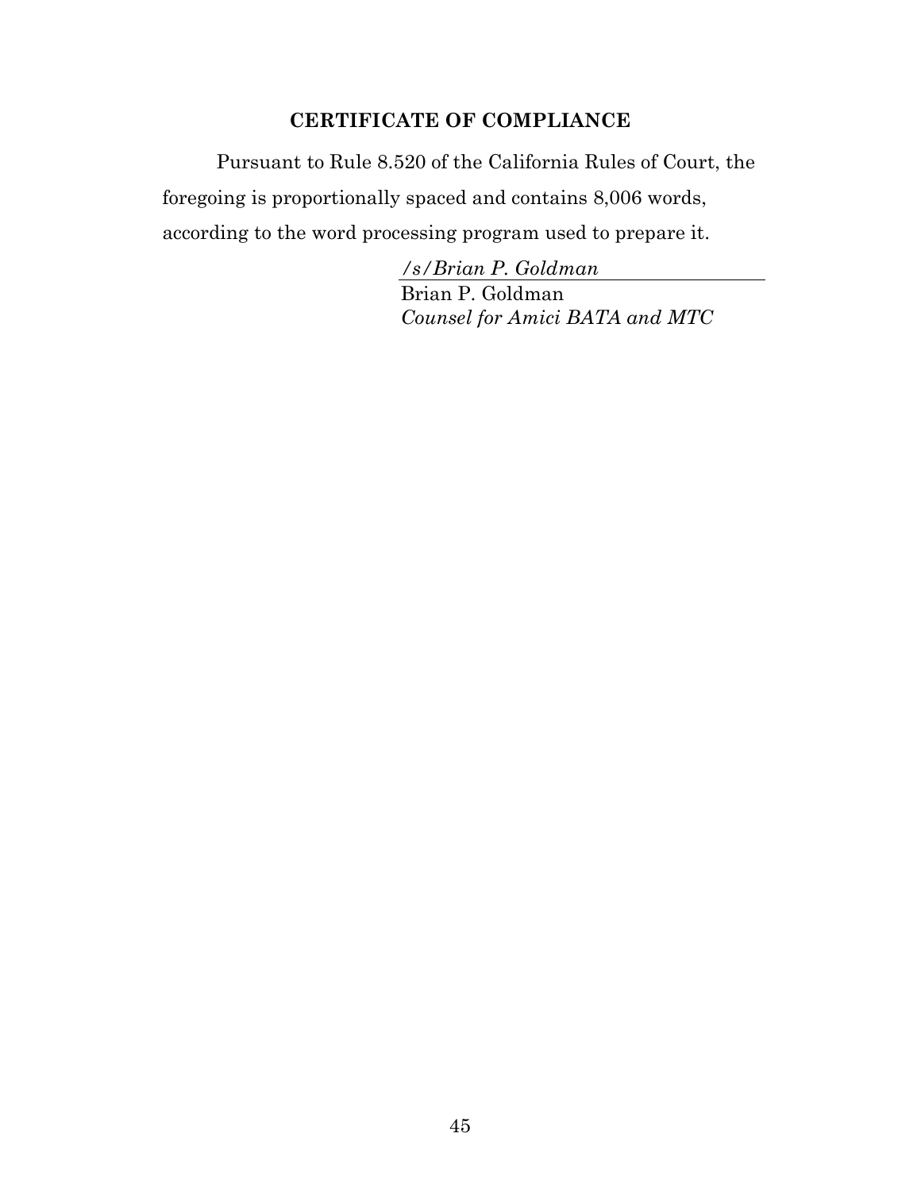## CERTIFICATE OF COMPLIANCE

Pursuant to Rule 8.520 of the California Rules of Court, the foregoing is proportionally spaced and contains 8,006 words, according to the word processing program used to prepare it.

*/s/Brian P. Goldman*
Brian P. Goldman
*Counsel for Amici BATA and MTC*